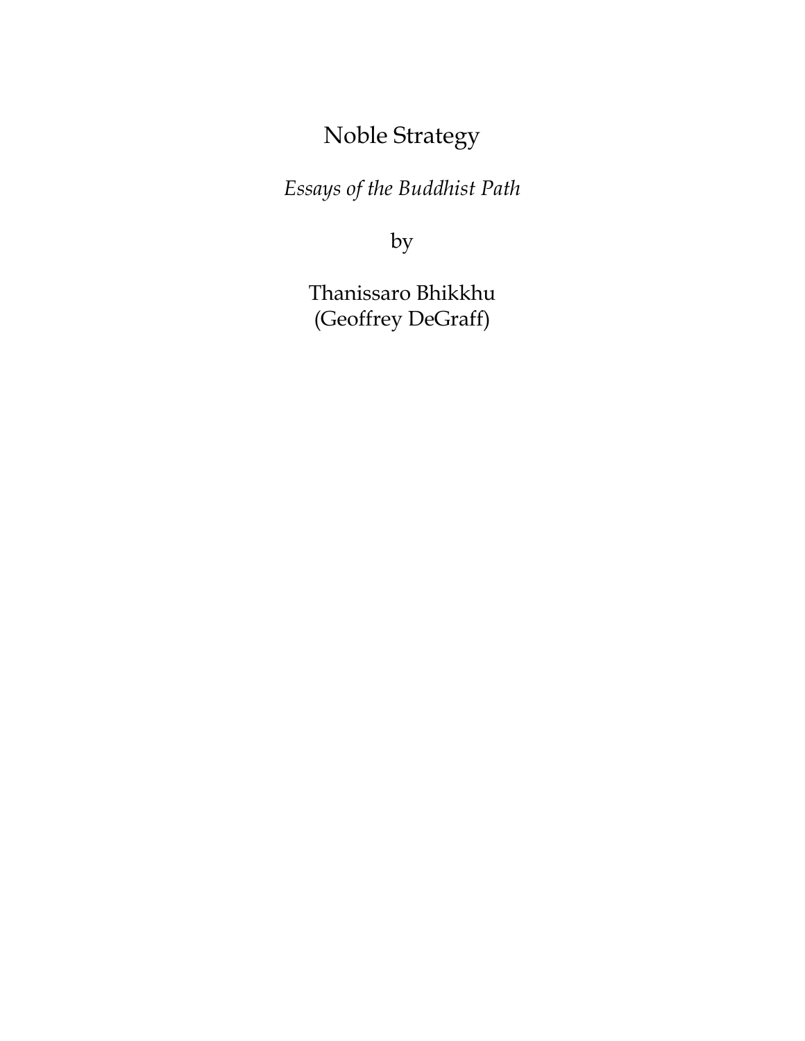# Noble Strategy

*Essays of the Buddhist Path*

by

Thanissaro Bhikkhu
(Geoffrey DeGraff)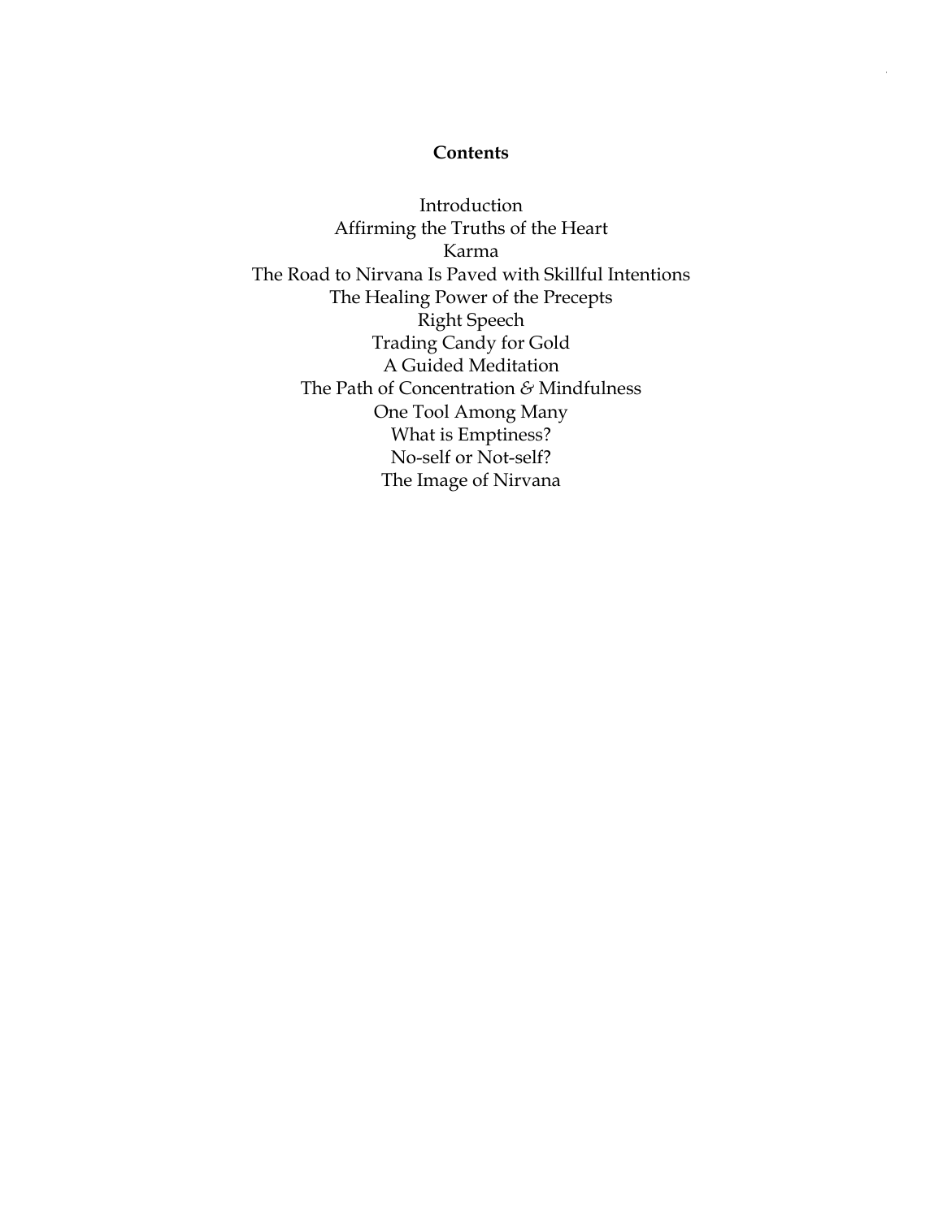**Contents**

Introduction
Affirming the Truths of the Heart
Karma
The Road to Nirvana Is Paved with Skillful Intentions
The Healing Power of the Precepts
Right Speech
Trading Candy for Gold
A Guided Meditation
The Path of Concentration & Mindfulness
One Tool Among Many
What is Emptiness?
No-self or Not-self?
The Image of Nirvana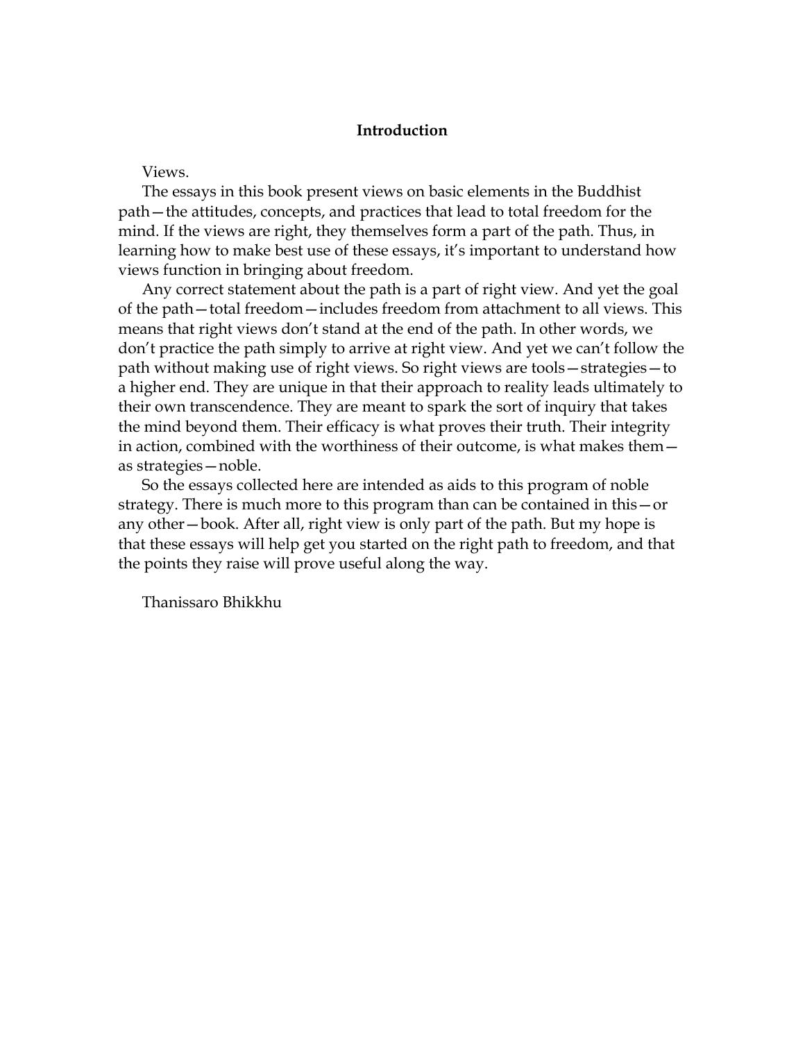# Introduction

Views.

The essays in this book present views on basic elements in the Buddhist path—the attitudes, concepts, and practices that lead to total freedom for the mind. If the views are right, they themselves form a part of the path. Thus, in learning how to make best use of these essays, it's important to understand how views function in bringing about freedom.

Any correct statement about the path is a part of right view. And yet the goal of the path—total freedom—includes freedom from attachment to all views. This means that right views don't stand at the end of the path. In other words, we don't practice the path simply to arrive at right view. And yet we can't follow the path without making use of right views. So right views are tools—strategies—to a higher end. They are unique in that their approach to reality leads ultimately to their own transcendence. They are meant to spark the sort of inquiry that takes the mind beyond them. Their efficacy is what proves their truth. Their integrity in action, combined with the worthiness of their outcome, is what makes them—as strategies—noble.

So the essays collected here are intended as aids to this program of noble strategy. There is much more to this program than can be contained in this—or any other—book. After all, right view is only part of the path. But my hope is that these essays will help get you started on the right path to freedom, and that the points they raise will prove useful along the way.

Thanissaro Bhikkhu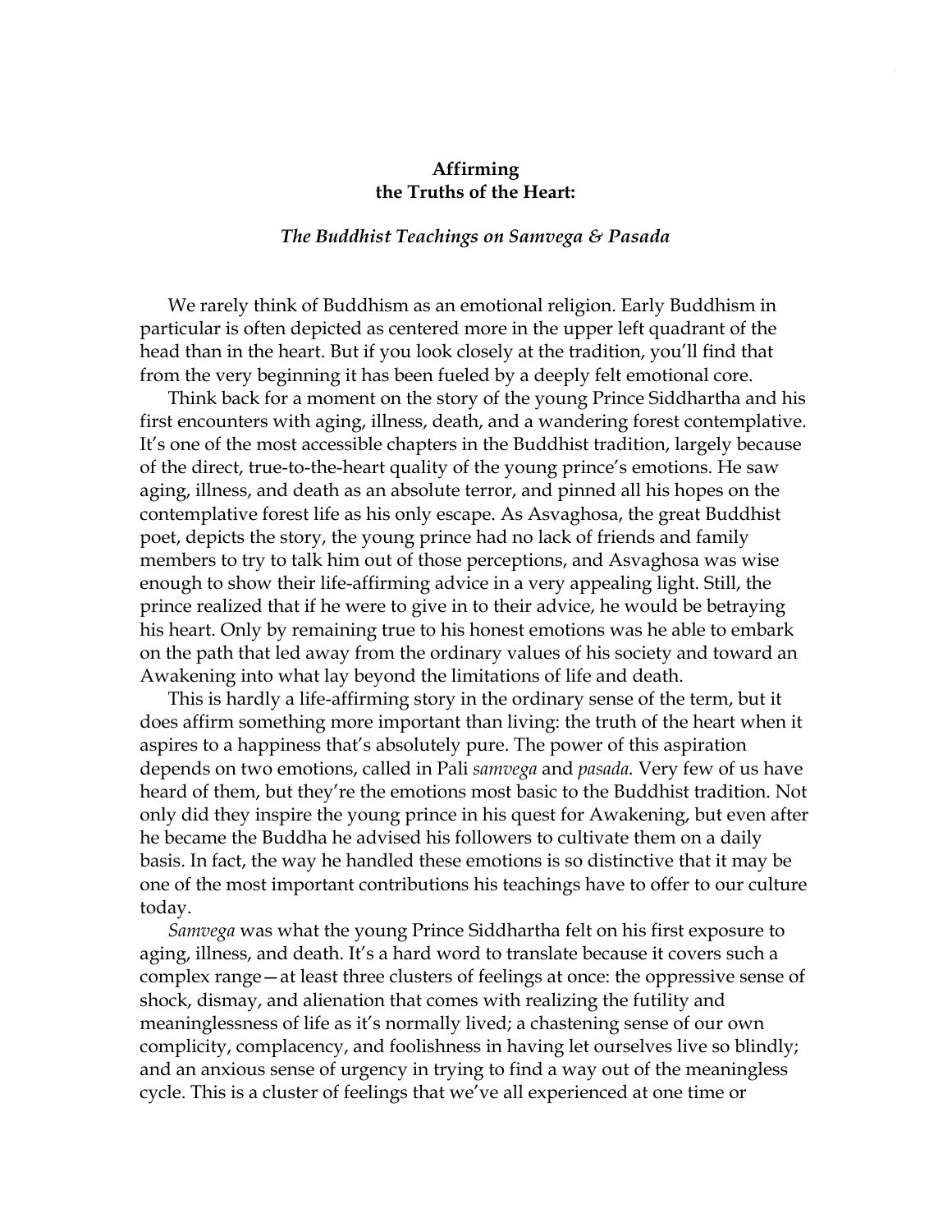# Affirming the Truths of the Heart:

## *The Buddhist Teachings on Samvega & Pasada*

We rarely think of Buddhism as an emotional religion. Early Buddhism in particular is often depicted as centered more in the upper left quadrant of the head than in the heart. But if you look closely at the tradition, you'll find that from the very beginning it has been fueled by a deeply felt emotional core.

Think back for a moment on the story of the young Prince Siddhartha and his first encounters with aging, illness, death, and a wandering forest contemplative. It's one of the most accessible chapters in the Buddhist tradition, largely because of the direct, true-to-the-heart quality of the young prince's emotions. He saw aging, illness, and death as an absolute terror, and pinned all his hopes on the contemplative forest life as his only escape. As Asvaghosa, the great Buddhist poet, depicts the story, the young prince had no lack of friends and family members to try to talk him out of those perceptions, and Asvaghosa was wise enough to show their life-affirming advice in a very appealing light. Still, the prince realized that if he were to give in to their advice, he would be betraying his heart. Only by remaining true to his honest emotions was he able to embark on the path that led away from the ordinary values of his society and toward an Awakening into what lay beyond the limitations of life and death.

This is hardly a life-affirming story in the ordinary sense of the term, but it does affirm something more important than living: the truth of the heart when it aspires to a happiness that's absolutely pure. The power of this aspiration depends on two emotions, called in Pali *samvega* and *pasada.* Very few of us have heard of them, but they're the emotions most basic to the Buddhist tradition. Not only did they inspire the young prince in his quest for Awakening, but even after he became the Buddha he advised his followers to cultivate them on a daily basis. In fact, the way he handled these emotions is so distinctive that it may be one of the most important contributions his teachings have to offer to our culture today.

*Samvega* was what the young Prince Siddhartha felt on his first exposure to aging, illness, and death. It's a hard word to translate because it covers such a complex range—at least three clusters of feelings at once: the oppressive sense of shock, dismay, and alienation that comes with realizing the futility and meaninglessness of life as it's normally lived; a chastening sense of our own complicity, complacency, and foolishness in having let ourselves live so blindly; and an anxious sense of urgency in trying to find a way out of the meaningless cycle. This is a cluster of feelings that we've all experienced at one time or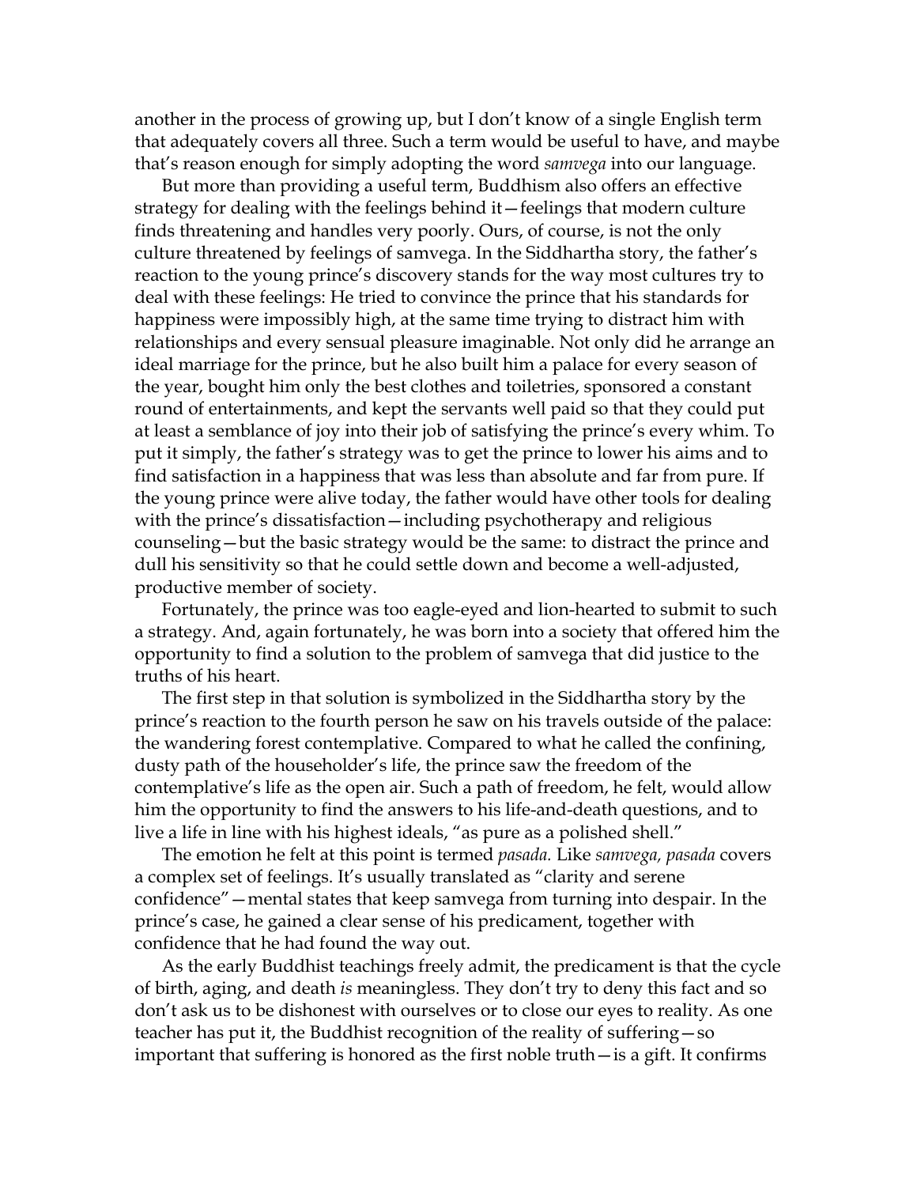another in the process of growing up, but I don't know of a single English term that adequately covers all three. Such a term would be useful to have, and maybe that's reason enough for simply adopting the word *samvega* into our language.

But more than providing a useful term, Buddhism also offers an effective strategy for dealing with the feelings behind it—feelings that modern culture finds threatening and handles very poorly. Ours, of course, is not the only culture threatened by feelings of samvega. In the Siddhartha story, the father's reaction to the young prince's discovery stands for the way most cultures try to deal with these feelings: He tried to convince the prince that his standards for happiness were impossibly high, at the same time trying to distract him with relationships and every sensual pleasure imaginable. Not only did he arrange an ideal marriage for the prince, but he also built him a palace for every season of the year, bought him only the best clothes and toiletries, sponsored a constant round of entertainments, and kept the servants well paid so that they could put at least a semblance of joy into their job of satisfying the prince's every whim. To put it simply, the father's strategy was to get the prince to lower his aims and to find satisfaction in a happiness that was less than absolute and far from pure. If the young prince were alive today, the father would have other tools for dealing with the prince's dissatisfaction—including psychotherapy and religious counseling—but the basic strategy would be the same: to distract the prince and dull his sensitivity so that he could settle down and become a well-adjusted, productive member of society.

Fortunately, the prince was too eagle-eyed and lion-hearted to submit to such a strategy. And, again fortunately, he was born into a society that offered him the opportunity to find a solution to the problem of samvega that did justice to the truths of his heart.

The first step in that solution is symbolized in the Siddhartha story by the prince's reaction to the fourth person he saw on his travels outside of the palace: the wandering forest contemplative. Compared to what he called the confining, dusty path of the householder's life, the prince saw the freedom of the contemplative's life as the open air. Such a path of freedom, he felt, would allow him the opportunity to find the answers to his life-and-death questions, and to live a life in line with his highest ideals, "as pure as a polished shell."

The emotion he felt at this point is termed *pasada.* Like *samvega, pasada* covers a complex set of feelings. It's usually translated as "clarity and serene confidence"—mental states that keep samvega from turning into despair. In the prince's case, he gained a clear sense of his predicament, together with confidence that he had found the way out.

As the early Buddhist teachings freely admit, the predicament is that the cycle of birth, aging, and death *is* meaningless. They don't try to deny this fact and so don't ask us to be dishonest with ourselves or to close our eyes to reality. As one teacher has put it, the Buddhist recognition of the reality of suffering—so important that suffering is honored as the first noble truth—is a gift. It confirms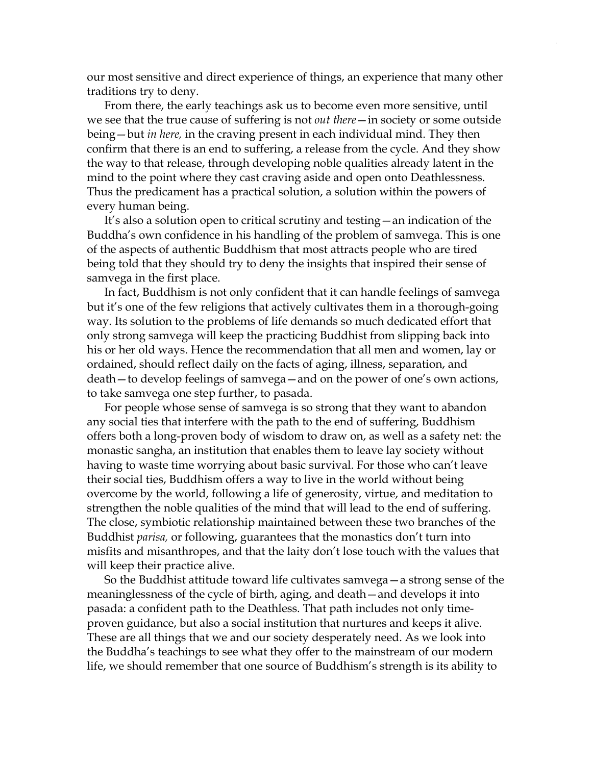our most sensitive and direct experience of things, an experience that many other traditions try to deny.

From there, the early teachings ask us to become even more sensitive, until we see that the true cause of suffering is not *out there*—in society or some outside being—but *in here,* in the craving present in each individual mind. They then confirm that there is an end to suffering, a release from the cycle. And they show the way to that release, through developing noble qualities already latent in the mind to the point where they cast craving aside and open onto Deathlessness. Thus the predicament has a practical solution, a solution within the powers of every human being.

It's also a solution open to critical scrutiny and testing—an indication of the Buddha's own confidence in his handling of the problem of samvega. This is one of the aspects of authentic Buddhism that most attracts people who are tired being told that they should try to deny the insights that inspired their sense of samvega in the first place.

In fact, Buddhism is not only confident that it can handle feelings of samvega but it's one of the few religions that actively cultivates them in a thorough-going way. Its solution to the problems of life demands so much dedicated effort that only strong samvega will keep the practicing Buddhist from slipping back into his or her old ways. Hence the recommendation that all men and women, lay or ordained, should reflect daily on the facts of aging, illness, separation, and death—to develop feelings of samvega—and on the power of one's own actions, to take samvega one step further, to pasada.

For people whose sense of samvega is so strong that they want to abandon any social ties that interfere with the path to the end of suffering, Buddhism offers both a long-proven body of wisdom to draw on, as well as a safety net: the monastic sangha, an institution that enables them to leave lay society without having to waste time worrying about basic survival. For those who can't leave their social ties, Buddhism offers a way to live in the world without being overcome by the world, following a life of generosity, virtue, and meditation to strengthen the noble qualities of the mind that will lead to the end of suffering. The close, symbiotic relationship maintained between these two branches of the Buddhist *parisa,* or following, guarantees that the monastics don't turn into misfits and misanthropes, and that the laity don't lose touch with the values that will keep their practice alive.

So the Buddhist attitude toward life cultivates samvega—a strong sense of the meaninglessness of the cycle of birth, aging, and death—and develops it into pasada: a confident path to the Deathless. That path includes not only time-proven guidance, but also a social institution that nurtures and keeps it alive. These are all things that we and our society desperately need. As we look into the Buddha's teachings to see what they offer to the mainstream of our modern life, we should remember that one source of Buddhism's strength is its ability to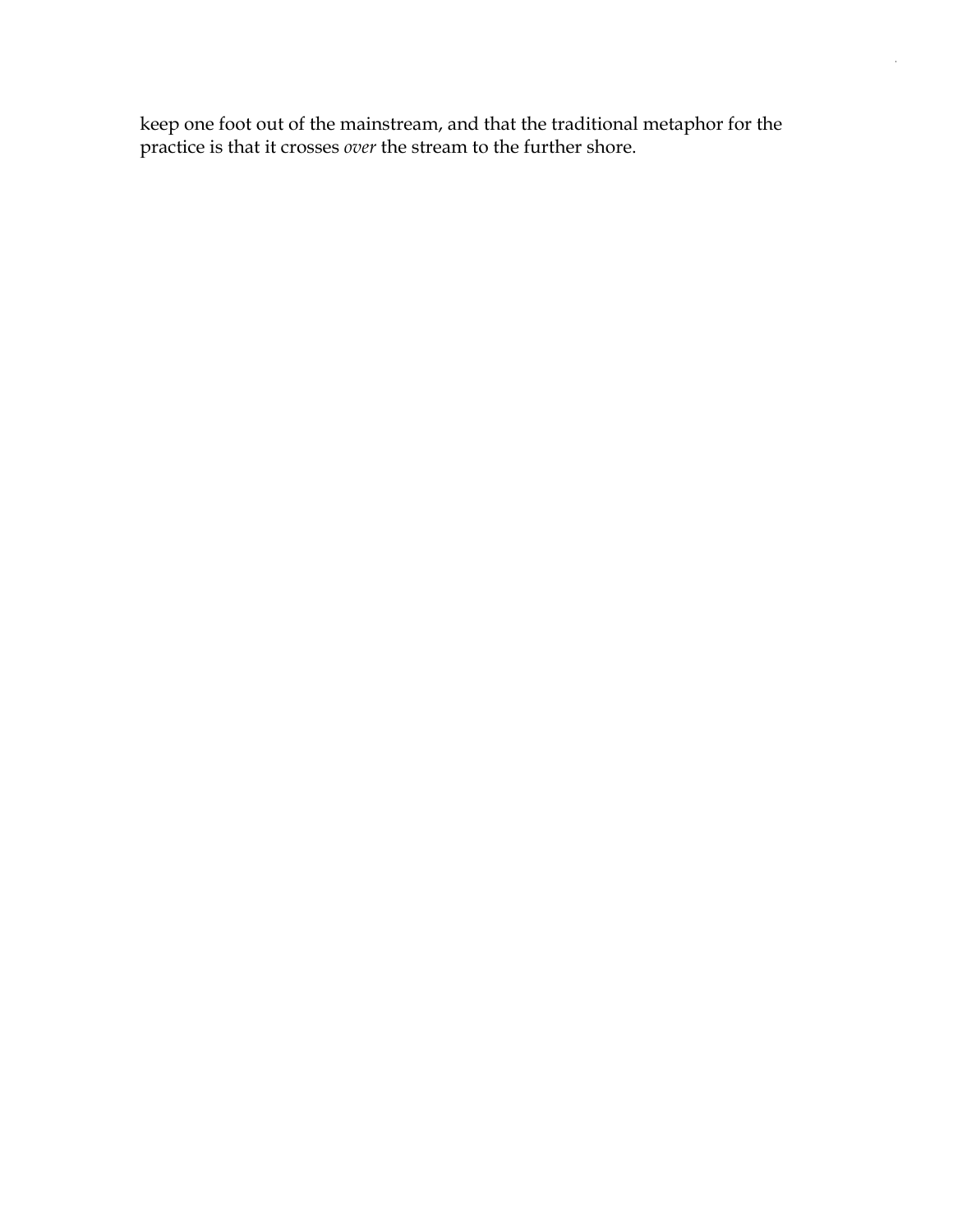keep one foot out of the mainstream, and that the traditional metaphor for the practice is that it crosses *over* the stream to the further shore.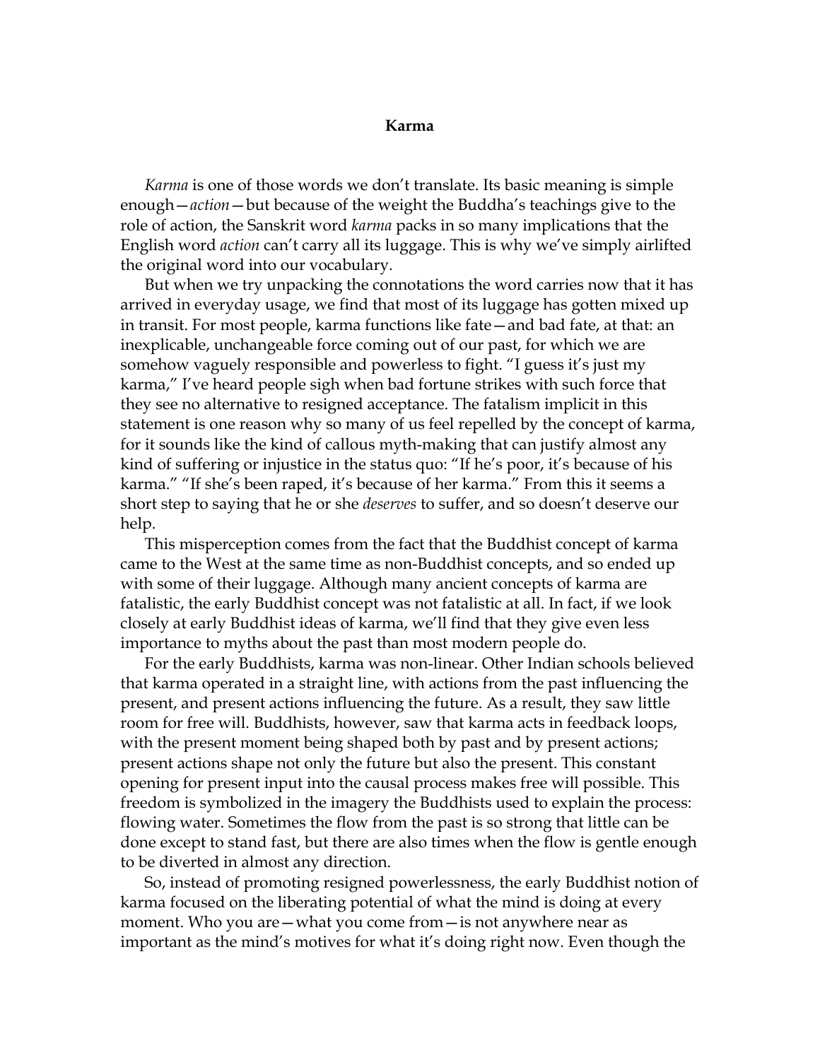# Karma

*Karma* is one of those words we don't translate. Its basic meaning is simple enough—*action*—but because of the weight the Buddha's teachings give to the role of action, the Sanskrit word *karma* packs in so many implications that the English word *action* can't carry all its luggage. This is why we've simply airlifted the original word into our vocabulary.

But when we try unpacking the connotations the word carries now that it has arrived in everyday usage, we find that most of its luggage has gotten mixed up in transit. For most people, karma functions like fate—and bad fate, at that: an inexplicable, unchangeable force coming out of our past, for which we are somehow vaguely responsible and powerless to fight. "I guess it's just my karma," I've heard people sigh when bad fortune strikes with such force that they see no alternative to resigned acceptance. The fatalism implicit in this statement is one reason why so many of us feel repelled by the concept of karma, for it sounds like the kind of callous myth-making that can justify almost any kind of suffering or injustice in the status quo: "If he's poor, it's because of his karma." "If she's been raped, it's because of her karma." From this it seems a short step to saying that he or she *deserves* to suffer, and so doesn't deserve our help.

This misperception comes from the fact that the Buddhist concept of karma came to the West at the same time as non-Buddhist concepts, and so ended up with some of their luggage. Although many ancient concepts of karma are fatalistic, the early Buddhist concept was not fatalistic at all. In fact, if we look closely at early Buddhist ideas of karma, we'll find that they give even less importance to myths about the past than most modern people do.

For the early Buddhists, karma was non-linear. Other Indian schools believed that karma operated in a straight line, with actions from the past influencing the present, and present actions influencing the future. As a result, they saw little room for free will. Buddhists, however, saw that karma acts in feedback loops, with the present moment being shaped both by past and by present actions; present actions shape not only the future but also the present. This constant opening for present input into the causal process makes free will possible. This freedom is symbolized in the imagery the Buddhists used to explain the process: flowing water. Sometimes the flow from the past is so strong that little can be done except to stand fast, but there are also times when the flow is gentle enough to be diverted in almost any direction.

So, instead of promoting resigned powerlessness, the early Buddhist notion of karma focused on the liberating potential of what the mind is doing at every moment. Who you are—what you come from—is not anywhere near as important as the mind's motives for what it's doing right now. Even though the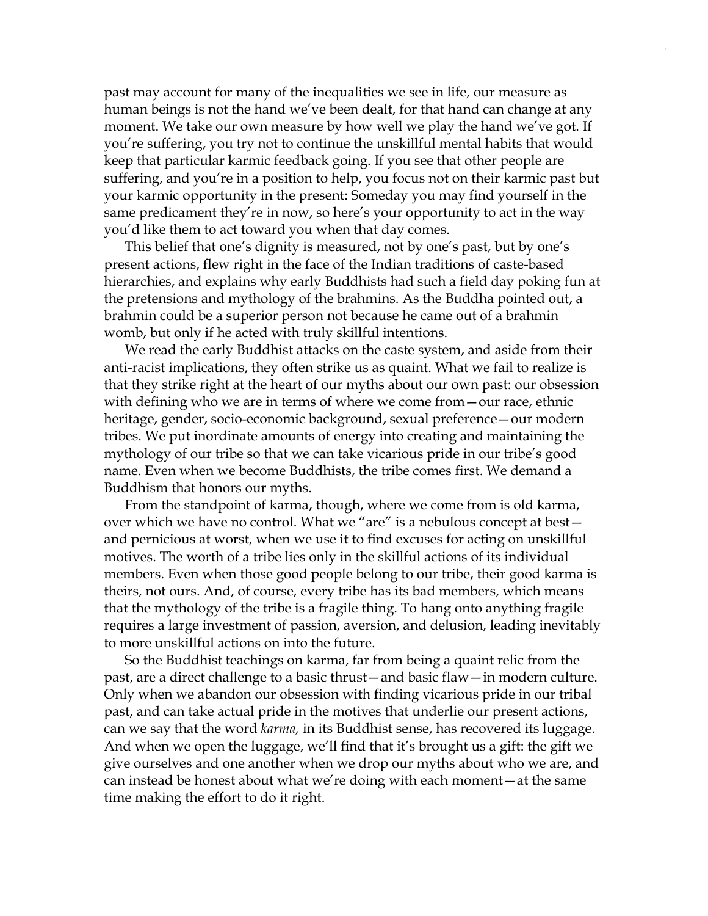past may account for many of the inequalities we see in life, our measure as human beings is not the hand we've been dealt, for that hand can change at any moment. We take our own measure by how well we play the hand we've got. If you're suffering, you try not to continue the unskillful mental habits that would keep that particular karmic feedback going. If you see that other people are suffering, and you're in a position to help, you focus not on their karmic past but your karmic opportunity in the present: Someday you may find yourself in the same predicament they're in now, so here's your opportunity to act in the way you'd like them to act toward you when that day comes.

This belief that one's dignity is measured, not by one's past, but by one's present actions, flew right in the face of the Indian traditions of caste-based hierarchies, and explains why early Buddhists had such a field day poking fun at the pretensions and mythology of the brahmins. As the Buddha pointed out, a brahmin could be a superior person not because he came out of a brahmin womb, but only if he acted with truly skillful intentions.

We read the early Buddhist attacks on the caste system, and aside from their anti-racist implications, they often strike us as quaint. What we fail to realize is that they strike right at the heart of our myths about our own past: our obsession with defining who we are in terms of where we come from—our race, ethnic heritage, gender, socio-economic background, sexual preference—our modern tribes. We put inordinate amounts of energy into creating and maintaining the mythology of our tribe so that we can take vicarious pride in our tribe's good name. Even when we become Buddhists, the tribe comes first. We demand a Buddhism that honors our myths.

From the standpoint of karma, though, where we come from is old karma, over which we have no control. What we "are" is a nebulous concept at best—and pernicious at worst, when we use it to find excuses for acting on unskillful motives. The worth of a tribe lies only in the skillful actions of its individual members. Even when those good people belong to our tribe, their good karma is theirs, not ours. And, of course, every tribe has its bad members, which means that the mythology of the tribe is a fragile thing. To hang onto anything fragile requires a large investment of passion, aversion, and delusion, leading inevitably to more unskillful actions on into the future.

So the Buddhist teachings on karma, far from being a quaint relic from the past, are a direct challenge to a basic thrust—and basic flaw—in modern culture. Only when we abandon our obsession with finding vicarious pride in our tribal past, and can take actual pride in the motives that underlie our present actions, can we say that the word *karma,* in its Buddhist sense, has recovered its luggage. And when we open the luggage, we'll find that it's brought us a gift: the gift we give ourselves and one another when we drop our myths about who we are, and can instead be honest about what we're doing with each moment—at the same time making the effort to do it right.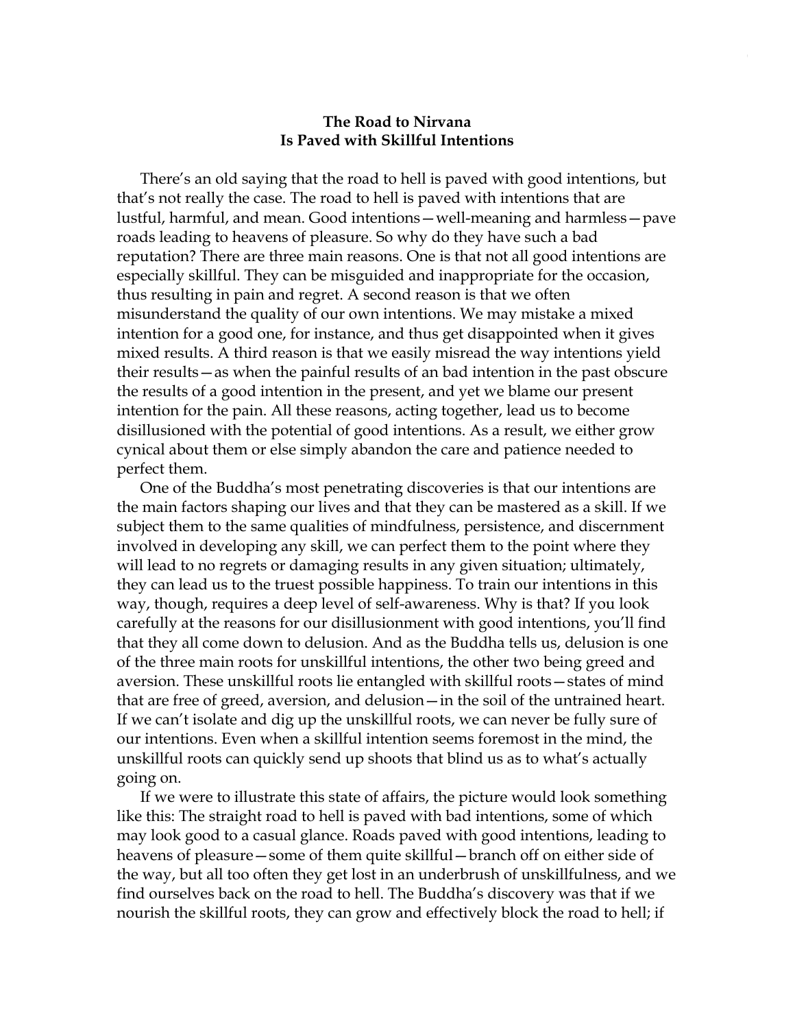## The Road to Nirvana
## Is Paved with Skillful Intentions

There's an old saying that the road to hell is paved with good intentions, but that's not really the case. The road to hell is paved with intentions that are lustful, harmful, and mean. Good intentions—well-meaning and harmless—pave roads leading to heavens of pleasure. So why do they have such a bad reputation? There are three main reasons. One is that not all good intentions are especially skillful. They can be misguided and inappropriate for the occasion, thus resulting in pain and regret. A second reason is that we often misunderstand the quality of our own intentions. We may mistake a mixed intention for a good one, for instance, and thus get disappointed when it gives mixed results. A third reason is that we easily misread the way intentions yield their results—as when the painful results of an bad intention in the past obscure the results of a good intention in the present, and yet we blame our present intention for the pain. All these reasons, acting together, lead us to become disillusioned with the potential of good intentions. As a result, we either grow cynical about them or else simply abandon the care and patience needed to perfect them.

One of the Buddha's most penetrating discoveries is that our intentions are the main factors shaping our lives and that they can be mastered as a skill. If we subject them to the same qualities of mindfulness, persistence, and discernment involved in developing any skill, we can perfect them to the point where they will lead to no regrets or damaging results in any given situation; ultimately, they can lead us to the truest possible happiness. To train our intentions in this way, though, requires a deep level of self-awareness. Why is that? If you look carefully at the reasons for our disillusionment with good intentions, you'll find that they all come down to delusion. And as the Buddha tells us, delusion is one of the three main roots for unskillful intentions, the other two being greed and aversion. These unskillful roots lie entangled with skillful roots—states of mind that are free of greed, aversion, and delusion—in the soil of the untrained heart. If we can't isolate and dig up the unskillful roots, we can never be fully sure of our intentions. Even when a skillful intention seems foremost in the mind, the unskillful roots can quickly send up shoots that blind us as to what's actually going on.

If we were to illustrate this state of affairs, the picture would look something like this: The straight road to hell is paved with bad intentions, some of which may look good to a casual glance. Roads paved with good intentions, leading to heavens of pleasure—some of them quite skillful—branch off on either side of the way, but all too often they get lost in an underbrush of unskillfulness, and we find ourselves back on the road to hell. The Buddha's discovery was that if we nourish the skillful roots, they can grow and effectively block the road to hell; if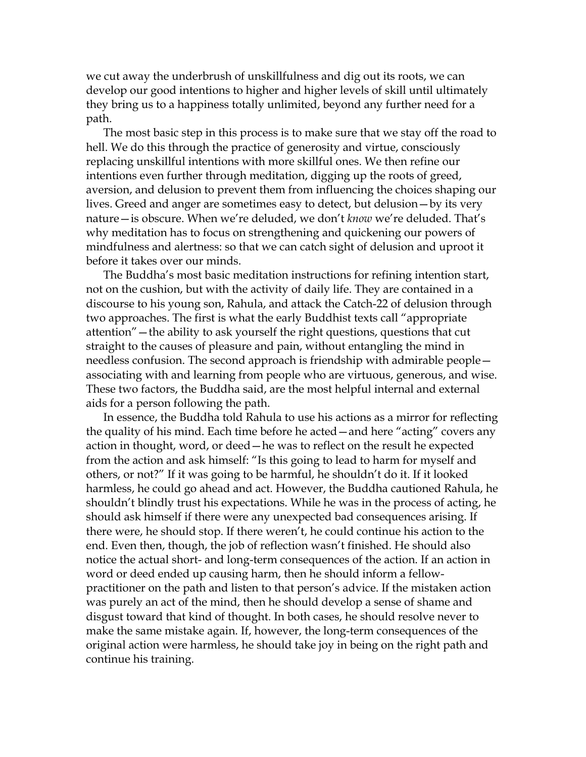we cut away the underbrush of unskillfulness and dig out its roots, we can develop our good intentions to higher and higher levels of skill until ultimately they bring us to a happiness totally unlimited, beyond any further need for a path.

The most basic step in this process is to make sure that we stay off the road to hell. We do this through the practice of generosity and virtue, consciously replacing unskillful intentions with more skillful ones. We then refine our intentions even further through meditation, digging up the roots of greed, aversion, and delusion to prevent them from influencing the choices shaping our lives. Greed and anger are sometimes easy to detect, but delusion—by its very nature—is obscure. When we're deluded, we don't *know* we're deluded. That's why meditation has to focus on strengthening and quickening our powers of mindfulness and alertness: so that we can catch sight of delusion and uproot it before it takes over our minds.

The Buddha's most basic meditation instructions for refining intention start, not on the cushion, but with the activity of daily life. They are contained in a discourse to his young son, Rahula, and attack the Catch-22 of delusion through two approaches. The first is what the early Buddhist texts call "appropriate attention"—the ability to ask yourself the right questions, questions that cut straight to the causes of pleasure and pain, without entangling the mind in needless confusion. The second approach is friendship with admirable people—associating with and learning from people who are virtuous, generous, and wise. These two factors, the Buddha said, are the most helpful internal and external aids for a person following the path.

In essence, the Buddha told Rahula to use his actions as a mirror for reflecting the quality of his mind. Each time before he acted—and here "acting" covers any action in thought, word, or deed—he was to reflect on the result he expected from the action and ask himself: "Is this going to lead to harm for myself and others, or not?" If it was going to be harmful, he shouldn't do it. If it looked harmless, he could go ahead and act. However, the Buddha cautioned Rahula, he shouldn't blindly trust his expectations. While he was in the process of acting, he should ask himself if there were any unexpected bad consequences arising. If there were, he should stop. If there weren't, he could continue his action to the end. Even then, though, the job of reflection wasn't finished. He should also notice the actual short- and long-term consequences of the action. If an action in word or deed ended up causing harm, then he should inform a fellow-practitioner on the path and listen to that person's advice. If the mistaken action was purely an act of the mind, then he should develop a sense of shame and disgust toward that kind of thought. In both cases, he should resolve never to make the same mistake again. If, however, the long-term consequences of the original action were harmless, he should take joy in being on the right path and continue his training.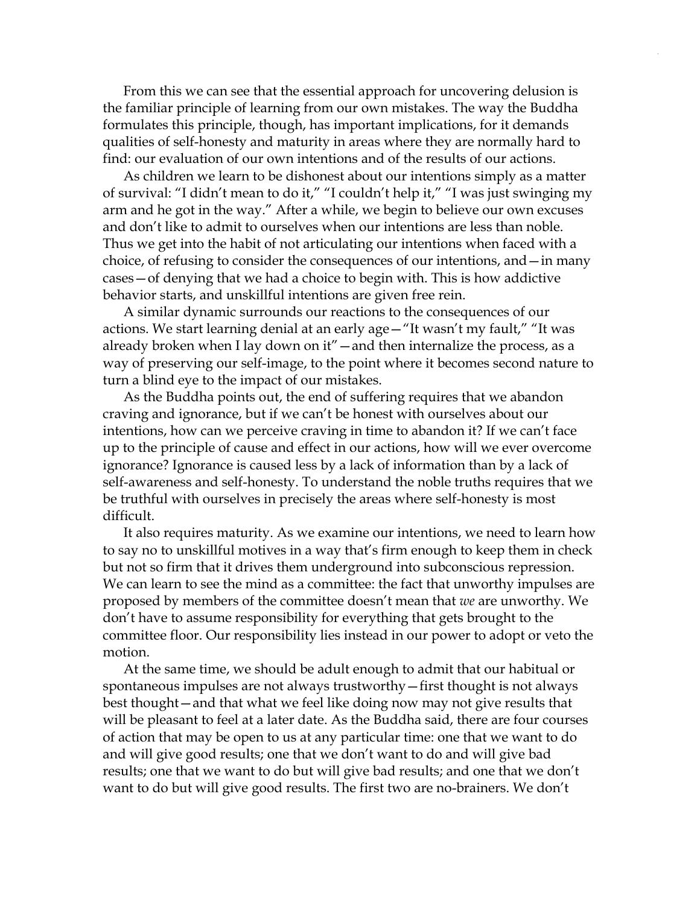From this we can see that the essential approach for uncovering delusion is the familiar principle of learning from our own mistakes. The way the Buddha formulates this principle, though, has important implications, for it demands qualities of self-honesty and maturity in areas where they are normally hard to find: our evaluation of our own intentions and of the results of our actions.

As children we learn to be dishonest about our intentions simply as a matter of survival: "I didn't mean to do it," "I couldn't help it," "I was just swinging my arm and he got in the way." After a while, we begin to believe our own excuses and don't like to admit to ourselves when our intentions are less than noble. Thus we get into the habit of not articulating our intentions when faced with a choice, of refusing to consider the consequences of our intentions, and—in many cases—of denying that we had a choice to begin with. This is how addictive behavior starts, and unskillful intentions are given free rein.

A similar dynamic surrounds our reactions to the consequences of our actions. We start learning denial at an early age—"It wasn't my fault," "It was already broken when I lay down on it"—and then internalize the process, as a way of preserving our self-image, to the point where it becomes second nature to turn a blind eye to the impact of our mistakes.

As the Buddha points out, the end of suffering requires that we abandon craving and ignorance, but if we can't be honest with ourselves about our intentions, how can we perceive craving in time to abandon it? If we can't face up to the principle of cause and effect in our actions, how will we ever overcome ignorance? Ignorance is caused less by a lack of information than by a lack of self-awareness and self-honesty. To understand the noble truths requires that we be truthful with ourselves in precisely the areas where self-honesty is most difficult.

It also requires maturity. As we examine our intentions, we need to learn how to say no to unskillful motives in a way that's firm enough to keep them in check but not so firm that it drives them underground into subconscious repression. We can learn to see the mind as a committee: the fact that unworthy impulses are proposed by members of the committee doesn't mean that *we* are unworthy. We don't have to assume responsibility for everything that gets brought to the committee floor. Our responsibility lies instead in our power to adopt or veto the motion.

At the same time, we should be adult enough to admit that our habitual or spontaneous impulses are not always trustworthy—first thought is not always best thought—and that what we feel like doing now may not give results that will be pleasant to feel at a later date. As the Buddha said, there are four courses of action that may be open to us at any particular time: one that we want to do and will give good results; one that we don't want to do and will give bad results; one that we want to do but will give bad results; and one that we don't want to do but will give good results. The first two are no-brainers. We don't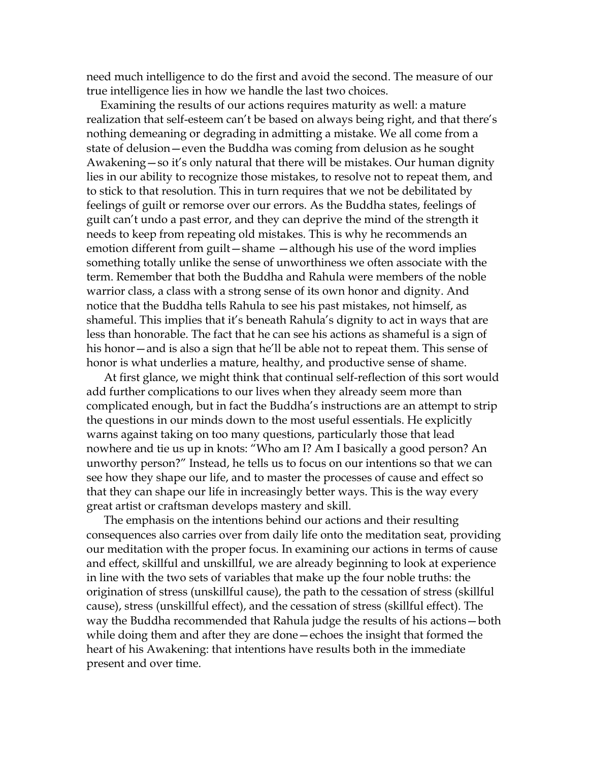need much intelligence to do the first and avoid the second. The measure of our true intelligence lies in how we handle the last two choices.

Examining the results of our actions requires maturity as well: a mature realization that self-esteem can't be based on always being right, and that there's nothing demeaning or degrading in admitting a mistake. We all come from a state of delusion—even the Buddha was coming from delusion as he sought Awakening—so it's only natural that there will be mistakes. Our human dignity lies in our ability to recognize those mistakes, to resolve not to repeat them, and to stick to that resolution. This in turn requires that we not be debilitated by feelings of guilt or remorse over our errors. As the Buddha states, feelings of guilt can't undo a past error, and they can deprive the mind of the strength it needs to keep from repeating old mistakes. This is why he recommends an emotion different from guilt—shame —although his use of the word implies something totally unlike the sense of unworthiness we often associate with the term. Remember that both the Buddha and Rahula were members of the noble warrior class, a class with a strong sense of its own honor and dignity. And notice that the Buddha tells Rahula to see his past mistakes, not himself, as shameful. This implies that it's beneath Rahula's dignity to act in ways that are less than honorable. The fact that he can see his actions as shameful is a sign of his honor—and is also a sign that he'll be able not to repeat them. This sense of honor is what underlies a mature, healthy, and productive sense of shame.

At first glance, we might think that continual self-reflection of this sort would add further complications to our lives when they already seem more than complicated enough, but in fact the Buddha's instructions are an attempt to strip the questions in our minds down to the most useful essentials. He explicitly warns against taking on too many questions, particularly those that lead nowhere and tie us up in knots: "Who am I? Am I basically a good person? An unworthy person?" Instead, he tells us to focus on our intentions so that we can see how they shape our life, and to master the processes of cause and effect so that they can shape our life in increasingly better ways. This is the way every great artist or craftsman develops mastery and skill.

The emphasis on the intentions behind our actions and their resulting consequences also carries over from daily life onto the meditation seat, providing our meditation with the proper focus. In examining our actions in terms of cause and effect, skillful and unskillful, we are already beginning to look at experience in line with the two sets of variables that make up the four noble truths: the origination of stress (unskillful cause), the path to the cessation of stress (skillful cause), stress (unskillful effect), and the cessation of stress (skillful effect). The way the Buddha recommended that Rahula judge the results of his actions—both while doing them and after they are done—echoes the insight that formed the heart of his Awakening: that intentions have results both in the immediate present and over time.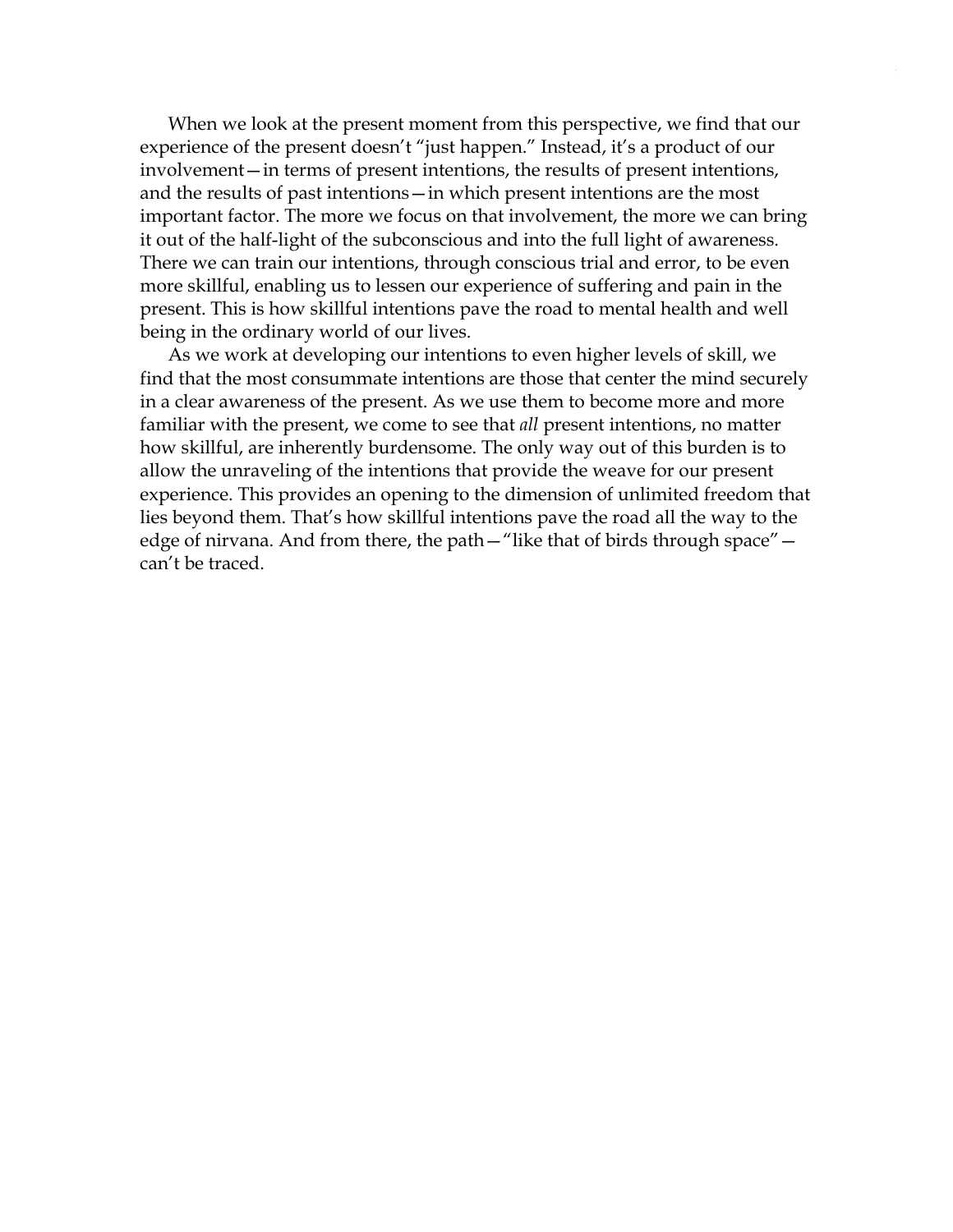When we look at the present moment from this perspective, we find that our experience of the present doesn't "just happen." Instead, it's a product of our involvement—in terms of present intentions, the results of present intentions, and the results of past intentions—in which present intentions are the most important factor. The more we focus on that involvement, the more we can bring it out of the half-light of the subconscious and into the full light of awareness. There we can train our intentions, through conscious trial and error, to be even more skillful, enabling us to lessen our experience of suffering and pain in the present. This is how skillful intentions pave the road to mental health and well being in the ordinary world of our lives.

As we work at developing our intentions to even higher levels of skill, we find that the most consummate intentions are those that center the mind securely in a clear awareness of the present. As we use them to become more and more familiar with the present, we come to see that *all* present intentions, no matter how skillful, are inherently burdensome. The only way out of this burden is to allow the unraveling of the intentions that provide the weave for our present experience. This provides an opening to the dimension of unlimited freedom that lies beyond them. That's how skillful intentions pave the road all the way to the edge of nirvana. And from there, the path—"like that of birds through space"—can't be traced.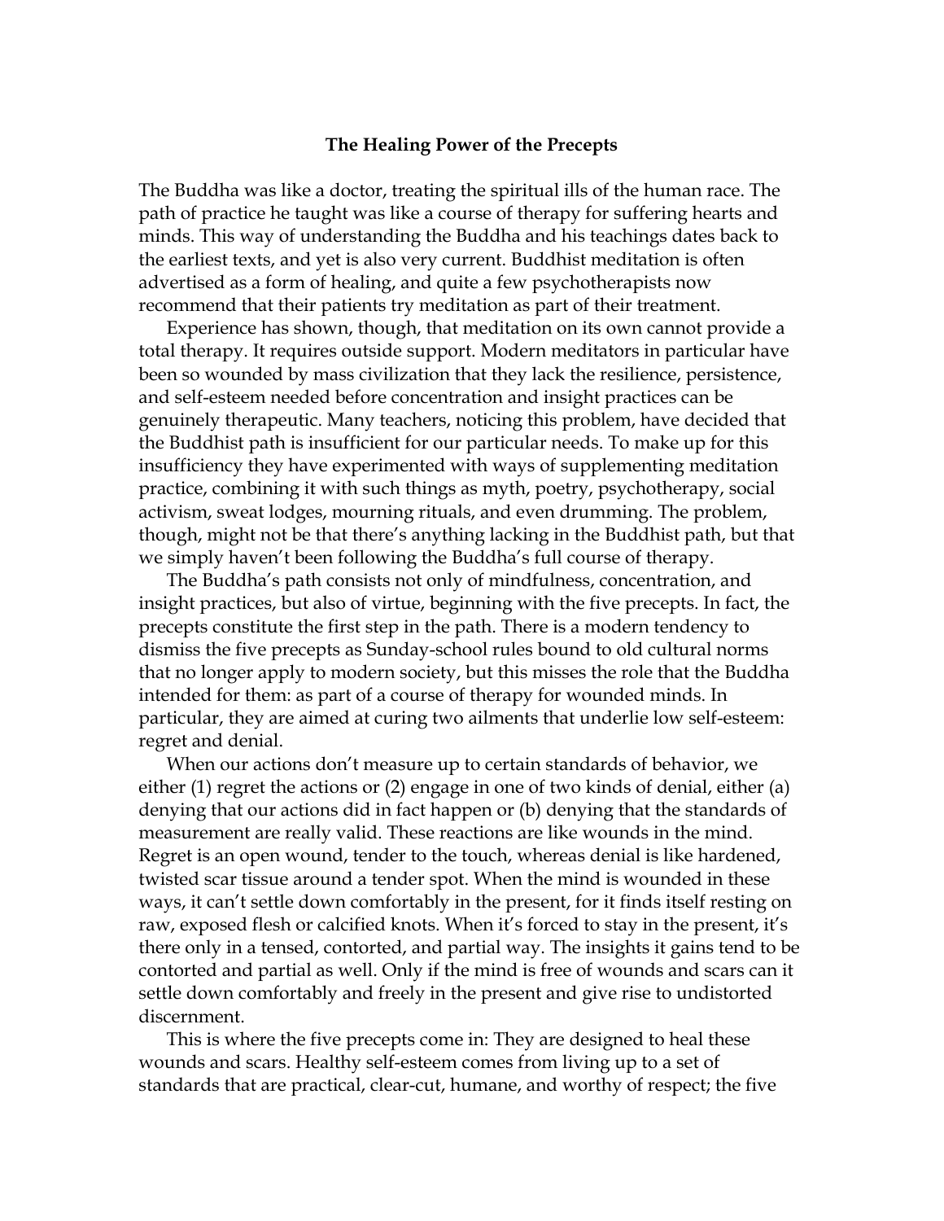## The Healing Power of the Precepts

The Buddha was like a doctor, treating the spiritual ills of the human race. The path of practice he taught was like a course of therapy for suffering hearts and minds. This way of understanding the Buddha and his teachings dates back to the earliest texts, and yet is also very current. Buddhist meditation is often advertised as a form of healing, and quite a few psychotherapists now recommend that their patients try meditation as part of their treatment.

Experience has shown, though, that meditation on its own cannot provide a total therapy. It requires outside support. Modern meditators in particular have been so wounded by mass civilization that they lack the resilience, persistence, and self-esteem needed before concentration and insight practices can be genuinely therapeutic. Many teachers, noticing this problem, have decided that the Buddhist path is insufficient for our particular needs. To make up for this insufficiency they have experimented with ways of supplementing meditation practice, combining it with such things as myth, poetry, psychotherapy, social activism, sweat lodges, mourning rituals, and even drumming. The problem, though, might not be that there's anything lacking in the Buddhist path, but that we simply haven't been following the Buddha's full course of therapy.

The Buddha's path consists not only of mindfulness, concentration, and insight practices, but also of virtue, beginning with the five precepts. In fact, the precepts constitute the first step in the path. There is a modern tendency to dismiss the five precepts as Sunday-school rules bound to old cultural norms that no longer apply to modern society, but this misses the role that the Buddha intended for them: as part of a course of therapy for wounded minds. In particular, they are aimed at curing two ailments that underlie low self-esteem: regret and denial.

When our actions don't measure up to certain standards of behavior, we either (1) regret the actions or (2) engage in one of two kinds of denial, either (a) denying that our actions did in fact happen or (b) denying that the standards of measurement are really valid. These reactions are like wounds in the mind. Regret is an open wound, tender to the touch, whereas denial is like hardened, twisted scar tissue around a tender spot. When the mind is wounded in these ways, it can't settle down comfortably in the present, for it finds itself resting on raw, exposed flesh or calcified knots. When it's forced to stay in the present, it's there only in a tensed, contorted, and partial way. The insights it gains tend to be contorted and partial as well. Only if the mind is free of wounds and scars can it settle down comfortably and freely in the present and give rise to undistorted discernment.

This is where the five precepts come in: They are designed to heal these wounds and scars. Healthy self-esteem comes from living up to a set of standards that are practical, clear-cut, humane, and worthy of respect; the five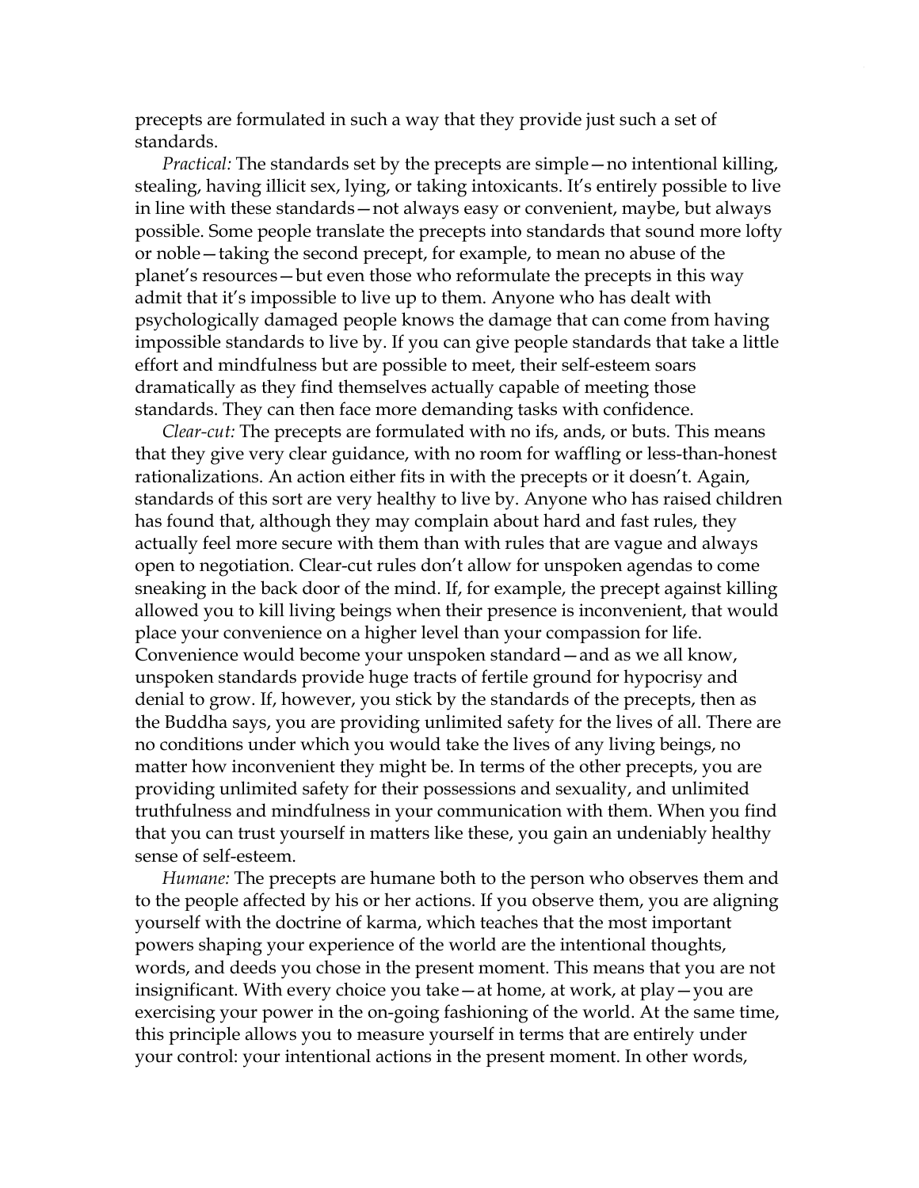precepts are formulated in such a way that they provide just such a set of standards.

*Practical:* The standards set by the precepts are simple—no intentional killing, stealing, having illicit sex, lying, or taking intoxicants. It's entirely possible to live in line with these standards—not always easy or convenient, maybe, but always possible. Some people translate the precepts into standards that sound more lofty or noble—taking the second precept, for example, to mean no abuse of the planet's resources—but even those who reformulate the precepts in this way admit that it's impossible to live up to them. Anyone who has dealt with psychologically damaged people knows the damage that can come from having impossible standards to live by. If you can give people standards that take a little effort and mindfulness but are possible to meet, their self-esteem soars dramatically as they find themselves actually capable of meeting those standards. They can then face more demanding tasks with confidence.

*Clear-cut:* The precepts are formulated with no ifs, ands, or buts. This means that they give very clear guidance, with no room for waffling or less-than-honest rationalizations. An action either fits in with the precepts or it doesn't. Again, standards of this sort are very healthy to live by. Anyone who has raised children has found that, although they may complain about hard and fast rules, they actually feel more secure with them than with rules that are vague and always open to negotiation. Clear-cut rules don't allow for unspoken agendas to come sneaking in the back door of the mind. If, for example, the precept against killing allowed you to kill living beings when their presence is inconvenient, that would place your convenience on a higher level than your compassion for life. Convenience would become your unspoken standard—and as we all know, unspoken standards provide huge tracts of fertile ground for hypocrisy and denial to grow. If, however, you stick by the standards of the precepts, then as the Buddha says, you are providing unlimited safety for the lives of all. There are no conditions under which you would take the lives of any living beings, no matter how inconvenient they might be. In terms of the other precepts, you are providing unlimited safety for their possessions and sexuality, and unlimited truthfulness and mindfulness in your communication with them. When you find that you can trust yourself in matters like these, you gain an undeniably healthy sense of self-esteem.

*Humane:* The precepts are humane both to the person who observes them and to the people affected by his or her actions. If you observe them, you are aligning yourself with the doctrine of karma, which teaches that the most important powers shaping your experience of the world are the intentional thoughts, words, and deeds you chose in the present moment. This means that you are not insignificant. With every choice you take—at home, at work, at play—you are exercising your power in the on-going fashioning of the world. At the same time, this principle allows you to measure yourself in terms that are entirely under your control: your intentional actions in the present moment. In other words,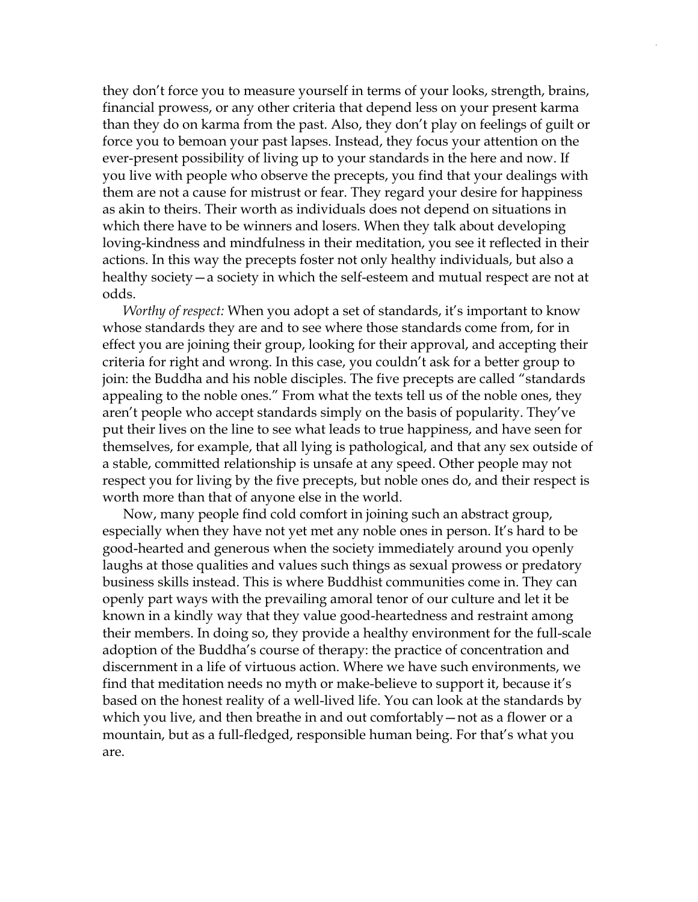they don't force you to measure yourself in terms of your looks, strength, brains, financial prowess, or any other criteria that depend less on your present karma than they do on karma from the past. Also, they don't play on feelings of guilt or force you to bemoan your past lapses. Instead, they focus your attention on the ever-present possibility of living up to your standards in the here and now. If you live with people who observe the precepts, you find that your dealings with them are not a cause for mistrust or fear. They regard your desire for happiness as akin to theirs. Their worth as individuals does not depend on situations in which there have to be winners and losers. When they talk about developing loving-kindness and mindfulness in their meditation, you see it reflected in their actions. In this way the precepts foster not only healthy individuals, but also a healthy society—a society in which the self-esteem and mutual respect are not at odds.

*Worthy of respect:* When you adopt a set of standards, it's important to know whose standards they are and to see where those standards come from, for in effect you are joining their group, looking for their approval, and accepting their criteria for right and wrong. In this case, you couldn't ask for a better group to join: the Buddha and his noble disciples. The five precepts are called "standards appealing to the noble ones." From what the texts tell us of the noble ones, they aren't people who accept standards simply on the basis of popularity. They've put their lives on the line to see what leads to true happiness, and have seen for themselves, for example, that all lying is pathological, and that any sex outside of a stable, committed relationship is unsafe at any speed. Other people may not respect you for living by the five precepts, but noble ones do, and their respect is worth more than that of anyone else in the world.

Now, many people find cold comfort in joining such an abstract group, especially when they have not yet met any noble ones in person. It's hard to be good-hearted and generous when the society immediately around you openly laughs at those qualities and values such things as sexual prowess or predatory business skills instead. This is where Buddhist communities come in. They can openly part ways with the prevailing amoral tenor of our culture and let it be known in a kindly way that they value good-heartedness and restraint among their members. In doing so, they provide a healthy environment for the full-scale adoption of the Buddha's course of therapy: the practice of concentration and discernment in a life of virtuous action. Where we have such environments, we find that meditation needs no myth or make-believe to support it, because it's based on the honest reality of a well-lived life. You can look at the standards by which you live, and then breathe in and out comfortably—not as a flower or a mountain, but as a full-fledged, responsible human being. For that's what you are.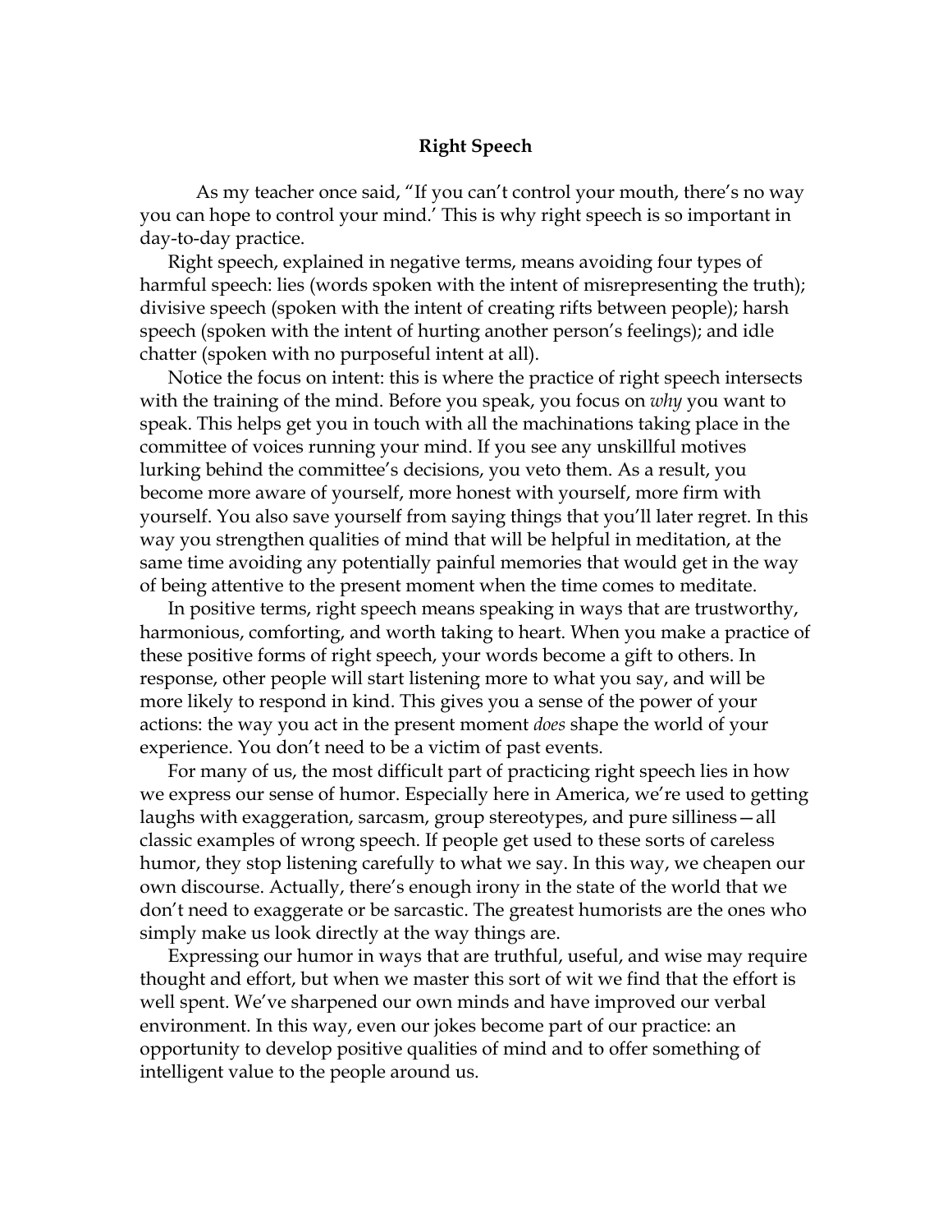## Right Speech

As my teacher once said, "If you can't control your mouth, there's no way you can hope to control your mind.' This is why right speech is so important in day-to-day practice.

Right speech, explained in negative terms, means avoiding four types of harmful speech: lies (words spoken with the intent of misrepresenting the truth); divisive speech (spoken with the intent of creating rifts between people); harsh speech (spoken with the intent of hurting another person's feelings); and idle chatter (spoken with no purposeful intent at all).

Notice the focus on intent: this is where the practice of right speech intersects with the training of the mind. Before you speak, you focus on *why* you want to speak. This helps get you in touch with all the machinations taking place in the committee of voices running your mind. If you see any unskillful motives lurking behind the committee's decisions, you veto them. As a result, you become more aware of yourself, more honest with yourself, more firm with yourself. You also save yourself from saying things that you'll later regret. In this way you strengthen qualities of mind that will be helpful in meditation, at the same time avoiding any potentially painful memories that would get in the way of being attentive to the present moment when the time comes to meditate.

In positive terms, right speech means speaking in ways that are trustworthy, harmonious, comforting, and worth taking to heart. When you make a practice of these positive forms of right speech, your words become a gift to others. In response, other people will start listening more to what you say, and will be more likely to respond in kind. This gives you a sense of the power of your actions: the way you act in the present moment *does* shape the world of your experience. You don't need to be a victim of past events.

For many of us, the most difficult part of practicing right speech lies in how we express our sense of humor. Especially here in America, we're used to getting laughs with exaggeration, sarcasm, group stereotypes, and pure silliness—all classic examples of wrong speech. If people get used to these sorts of careless humor, they stop listening carefully to what we say. In this way, we cheapen our own discourse. Actually, there's enough irony in the state of the world that we don't need to exaggerate or be sarcastic. The greatest humorists are the ones who simply make us look directly at the way things are.

Expressing our humor in ways that are truthful, useful, and wise may require thought and effort, but when we master this sort of wit we find that the effort is well spent. We've sharpened our own minds and have improved our verbal environment. In this way, even our jokes become part of our practice: an opportunity to develop positive qualities of mind and to offer something of intelligent value to the people around us.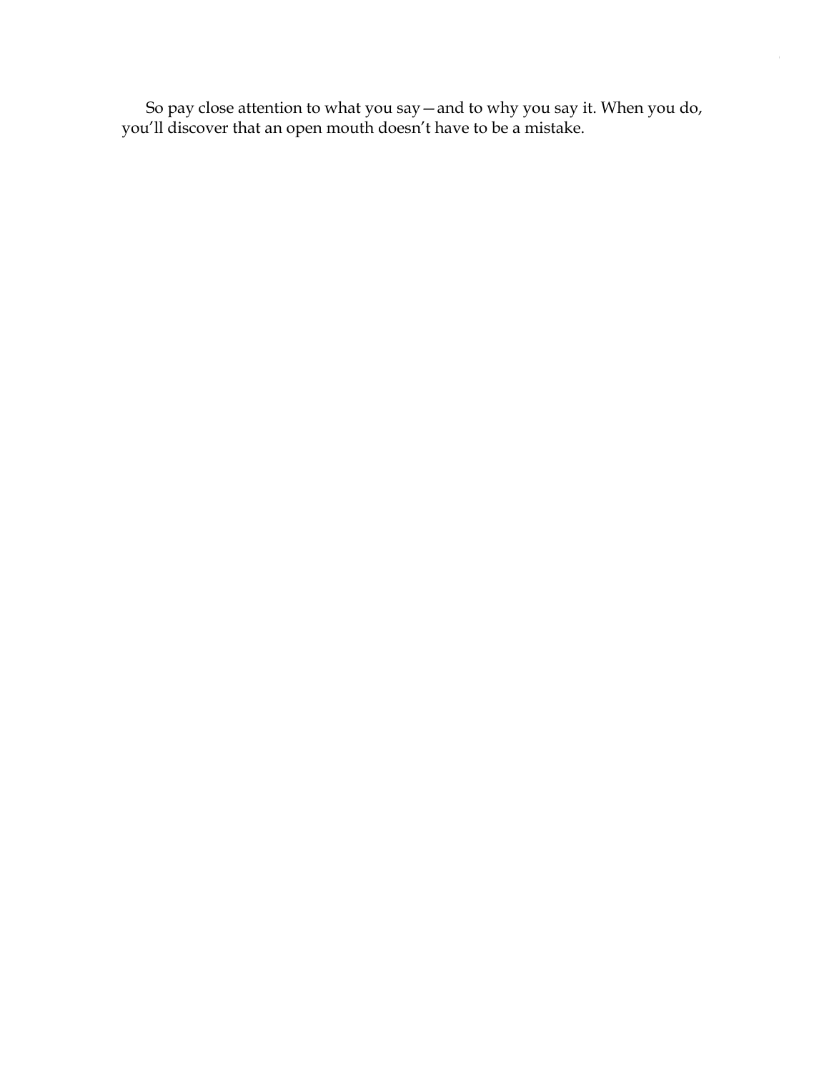So pay close attention to what you say—and to why you say it. When you do, you'll discover that an open mouth doesn't have to be a mistake.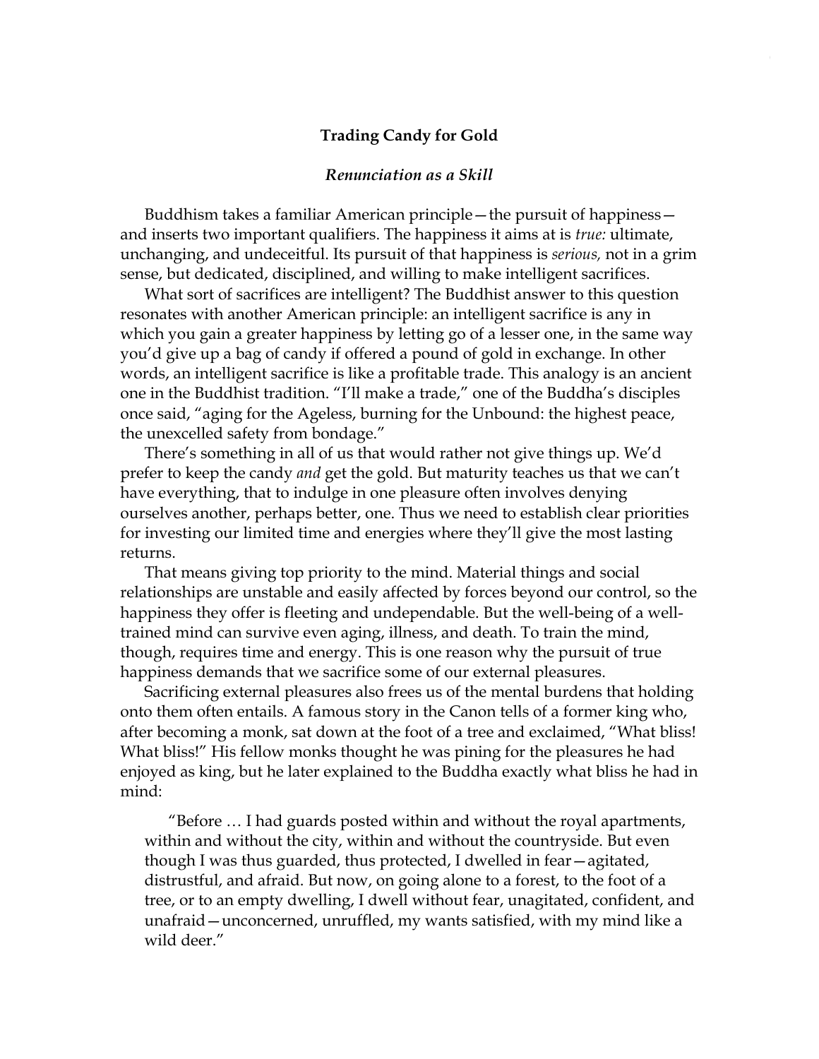## Trading Candy for Gold

### *Renunciation as a Skill*

Buddhism takes a familiar American principle—the pursuit of happiness—and inserts two important qualifiers. The happiness it aims at is *true:* ultimate, unchanging, and undeceitful. Its pursuit of that happiness is *serious,* not in a grim sense, but dedicated, disciplined, and willing to make intelligent sacrifices.

What sort of sacrifices are intelligent? The Buddhist answer to this question resonates with another American principle: an intelligent sacrifice is any in which you gain a greater happiness by letting go of a lesser one, in the same way you'd give up a bag of candy if offered a pound of gold in exchange. In other words, an intelligent sacrifice is like a profitable trade. This analogy is an ancient one in the Buddhist tradition. "I'll make a trade," one of the Buddha's disciples once said, "aging for the Ageless, burning for the Unbound: the highest peace, the unexcelled safety from bondage."

There's something in all of us that would rather not give things up. We'd prefer to keep the candy *and* get the gold. But maturity teaches us that we can't have everything, that to indulge in one pleasure often involves denying ourselves another, perhaps better, one. Thus we need to establish clear priorities for investing our limited time and energies where they'll give the most lasting returns.

That means giving top priority to the mind. Material things and social relationships are unstable and easily affected by forces beyond our control, so the happiness they offer is fleeting and undependable. But the well-being of a well-trained mind can survive even aging, illness, and death. To train the mind, though, requires time and energy. This is one reason why the pursuit of true happiness demands that we sacrifice some of our external pleasures.

Sacrificing external pleasures also frees us of the mental burdens that holding onto them often entails. A famous story in the Canon tells of a former king who, after becoming a monk, sat down at the foot of a tree and exclaimed, "What bliss! What bliss!" His fellow monks thought he was pining for the pleasures he had enjoyed as king, but he later explained to the Buddha exactly what bliss he had in mind:

> "Before … I had guards posted within and without the royal apartments, within and without the city, within and without the countryside. But even though I was thus guarded, thus protected, I dwelled in fear—agitated, distrustful, and afraid. But now, on going alone to a forest, to the foot of a tree, or to an empty dwelling, I dwell without fear, unagitated, confident, and unafraid—unconcerned, unruffled, my wants satisfied, with my mind like a wild deer."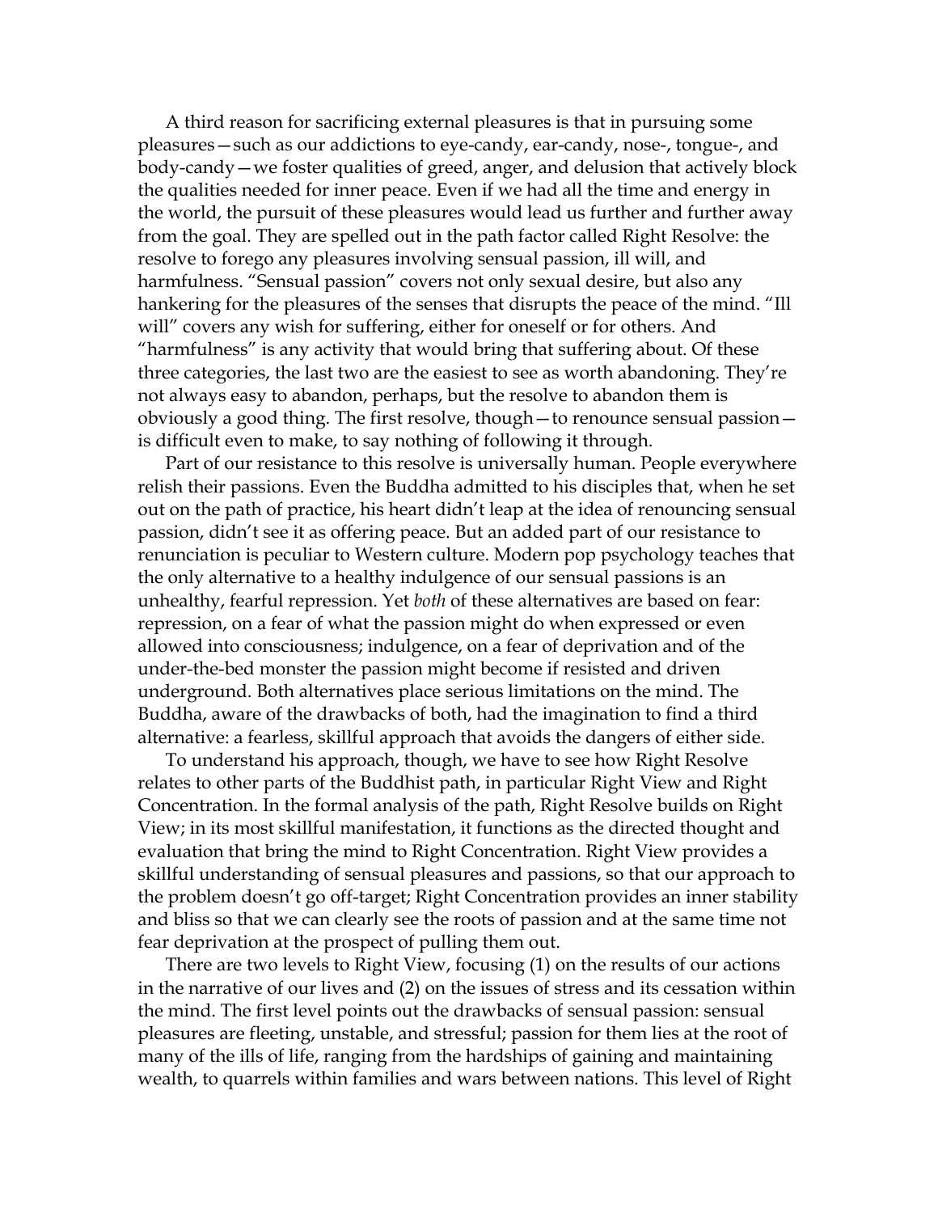A third reason for sacrificing external pleasures is that in pursuing some pleasures—such as our addictions to eye-candy, ear-candy, nose-, tongue-, and body-candy—we foster qualities of greed, anger, and delusion that actively block the qualities needed for inner peace. Even if we had all the time and energy in the world, the pursuit of these pleasures would lead us further and further away from the goal. They are spelled out in the path factor called Right Resolve: the resolve to forego any pleasures involving sensual passion, ill will, and harmfulness. "Sensual passion" covers not only sexual desire, but also any hankering for the pleasures of the senses that disrupts the peace of the mind. "Ill will" covers any wish for suffering, either for oneself or for others. And "harmfulness" is any activity that would bring that suffering about. Of these three categories, the last two are the easiest to see as worth abandoning. They're not always easy to abandon, perhaps, but the resolve to abandon them is obviously a good thing. The first resolve, though—to renounce sensual passion—is difficult even to make, to say nothing of following it through.

Part of our resistance to this resolve is universally human. People everywhere relish their passions. Even the Buddha admitted to his disciples that, when he set out on the path of practice, his heart didn't leap at the idea of renouncing sensual passion, didn't see it as offering peace. But an added part of our resistance to renunciation is peculiar to Western culture. Modern pop psychology teaches that the only alternative to a healthy indulgence of our sensual passions is an unhealthy, fearful repression. Yet *both* of these alternatives are based on fear: repression, on a fear of what the passion might do when expressed or even allowed into consciousness; indulgence, on a fear of deprivation and of the under-the-bed monster the passion might become if resisted and driven underground. Both alternatives place serious limitations on the mind. The Buddha, aware of the drawbacks of both, had the imagination to find a third alternative: a fearless, skillful approach that avoids the dangers of either side.

To understand his approach, though, we have to see how Right Resolve relates to other parts of the Buddhist path, in particular Right View and Right Concentration. In the formal analysis of the path, Right Resolve builds on Right View; in its most skillful manifestation, it functions as the directed thought and evaluation that bring the mind to Right Concentration. Right View provides a skillful understanding of sensual pleasures and passions, so that our approach to the problem doesn't go off-target; Right Concentration provides an inner stability and bliss so that we can clearly see the roots of passion and at the same time not fear deprivation at the prospect of pulling them out.

There are two levels to Right View, focusing (1) on the results of our actions in the narrative of our lives and (2) on the issues of stress and its cessation within the mind. The first level points out the drawbacks of sensual passion: sensual pleasures are fleeting, unstable, and stressful; passion for them lies at the root of many of the ills of life, ranging from the hardships of gaining and maintaining wealth, to quarrels within families and wars between nations. This level of Right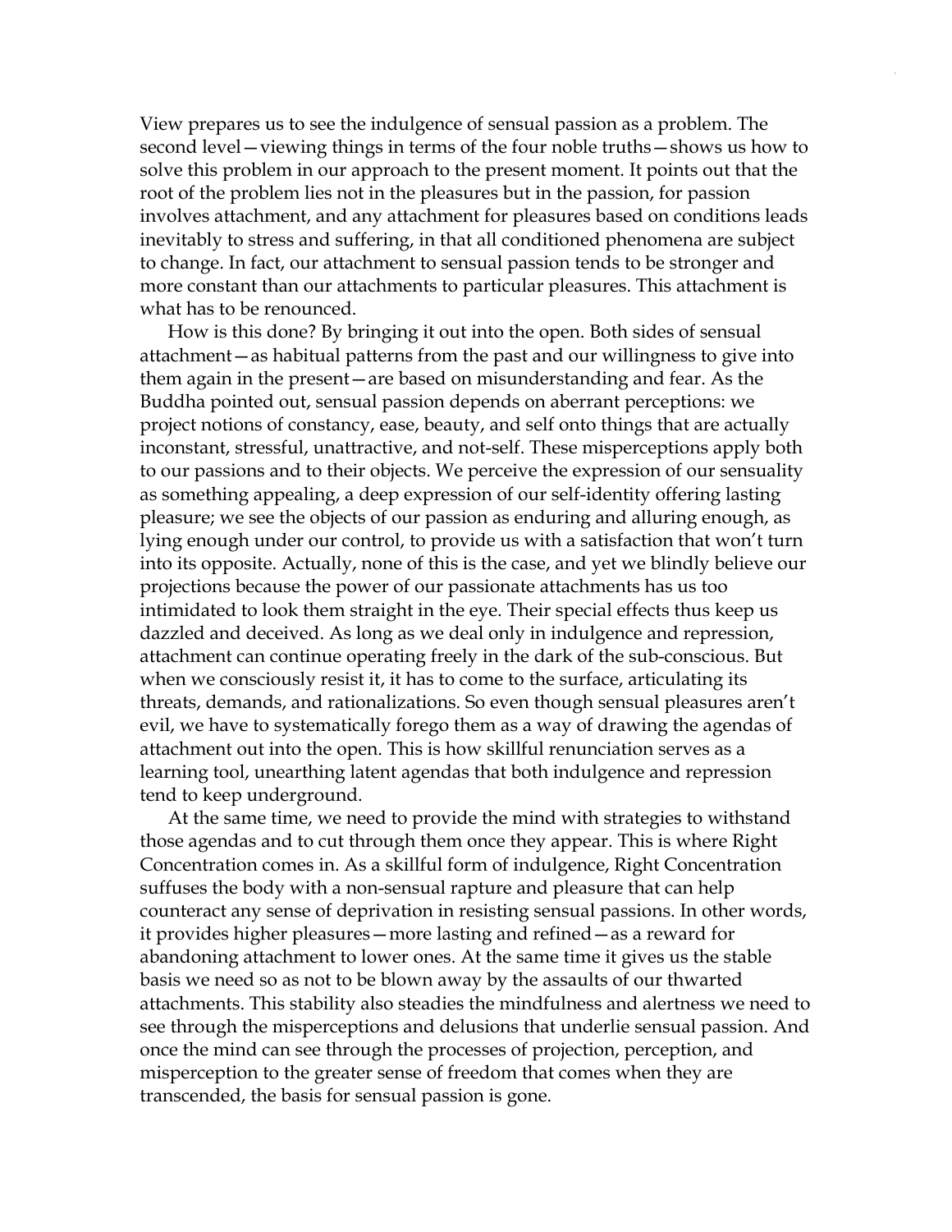View prepares us to see the indulgence of sensual passion as a problem. The second level—viewing things in terms of the four noble truths—shows us how to solve this problem in our approach to the present moment. It points out that the root of the problem lies not in the pleasures but in the passion, for passion involves attachment, and any attachment for pleasures based on conditions leads inevitably to stress and suffering, in that all conditioned phenomena are subject to change. In fact, our attachment to sensual passion tends to be stronger and more constant than our attachments to particular pleasures. This attachment is what has to be renounced.

How is this done? By bringing it out into the open. Both sides of sensual attachment—as habitual patterns from the past and our willingness to give into them again in the present—are based on misunderstanding and fear. As the Buddha pointed out, sensual passion depends on aberrant perceptions: we project notions of constancy, ease, beauty, and self onto things that are actually inconstant, stressful, unattractive, and not-self. These misperceptions apply both to our passions and to their objects. We perceive the expression of our sensuality as something appealing, a deep expression of our self-identity offering lasting pleasure; we see the objects of our passion as enduring and alluring enough, as lying enough under our control, to provide us with a satisfaction that won't turn into its opposite. Actually, none of this is the case, and yet we blindly believe our projections because the power of our passionate attachments has us too intimidated to look them straight in the eye. Their special effects thus keep us dazzled and deceived. As long as we deal only in indulgence and repression, attachment can continue operating freely in the dark of the sub-conscious. But when we consciously resist it, it has to come to the surface, articulating its threats, demands, and rationalizations. So even though sensual pleasures aren't evil, we have to systematically forego them as a way of drawing the agendas of attachment out into the open. This is how skillful renunciation serves as a learning tool, unearthing latent agendas that both indulgence and repression tend to keep underground.

At the same time, we need to provide the mind with strategies to withstand those agendas and to cut through them once they appear. This is where Right Concentration comes in. As a skillful form of indulgence, Right Concentration suffuses the body with a non-sensual rapture and pleasure that can help counteract any sense of deprivation in resisting sensual passions. In other words, it provides higher pleasures—more lasting and refined—as a reward for abandoning attachment to lower ones. At the same time it gives us the stable basis we need so as not to be blown away by the assaults of our thwarted attachments. This stability also steadies the mindfulness and alertness we need to see through the misperceptions and delusions that underlie sensual passion. And once the mind can see through the processes of projection, perception, and misperception to the greater sense of freedom that comes when they are transcended, the basis for sensual passion is gone.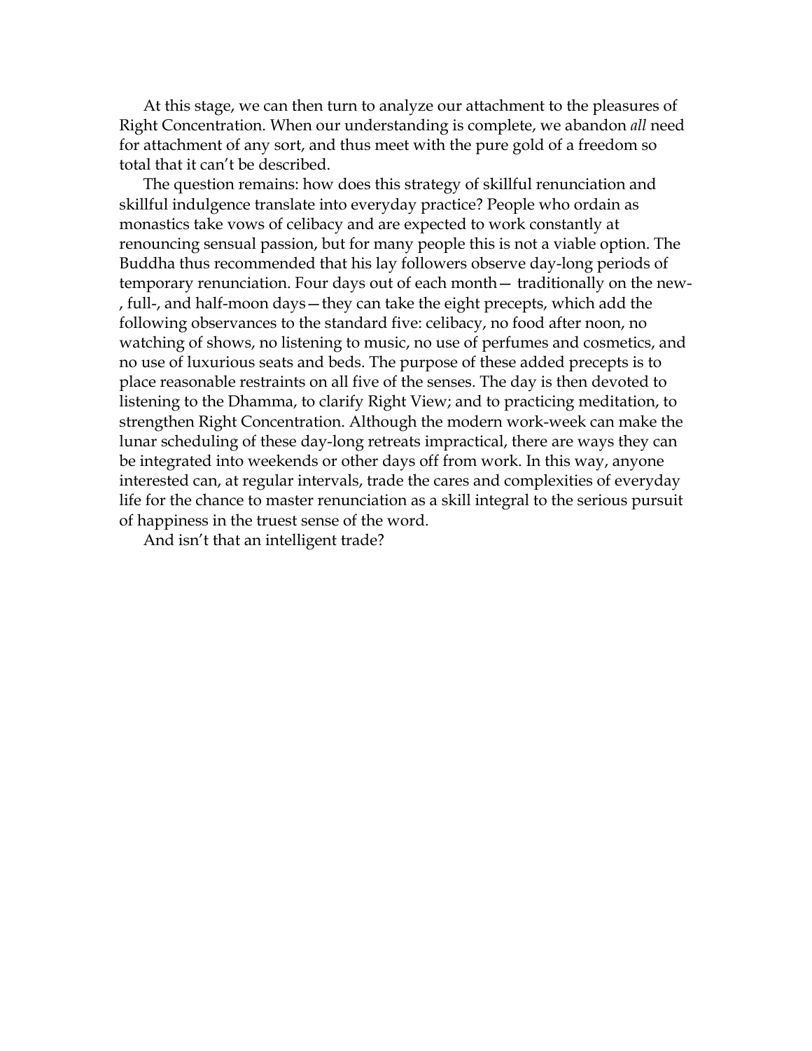At this stage, we can then turn to analyze our attachment to the pleasures of Right Concentration. When our understanding is complete, we abandon *all* need for attachment of any sort, and thus meet with the pure gold of a freedom so total that it can't be described.

The question remains: how does this strategy of skillful renunciation and skillful indulgence translate into everyday practice? People who ordain as monastics take vows of celibacy and are expected to work constantly at renouncing sensual passion, but for many people this is not a viable option. The Buddha thus recommended that his lay followers observe day-long periods of temporary renunciation. Four days out of each month— traditionally on the new-, full-, and half-moon days—they can take the eight precepts, which add the following observances to the standard five: celibacy, no food after noon, no watching of shows, no listening to music, no use of perfumes and cosmetics, and no use of luxurious seats and beds. The purpose of these added precepts is to place reasonable restraints on all five of the senses. The day is then devoted to listening to the Dhamma, to clarify Right View; and to practicing meditation, to strengthen Right Concentration. Although the modern work-week can make the lunar scheduling of these day-long retreats impractical, there are ways they can be integrated into weekends or other days off from work. In this way, anyone interested can, at regular intervals, trade the cares and complexities of everyday life for the chance to master renunciation as a skill integral to the serious pursuit of happiness in the truest sense of the word.

And isn't that an intelligent trade?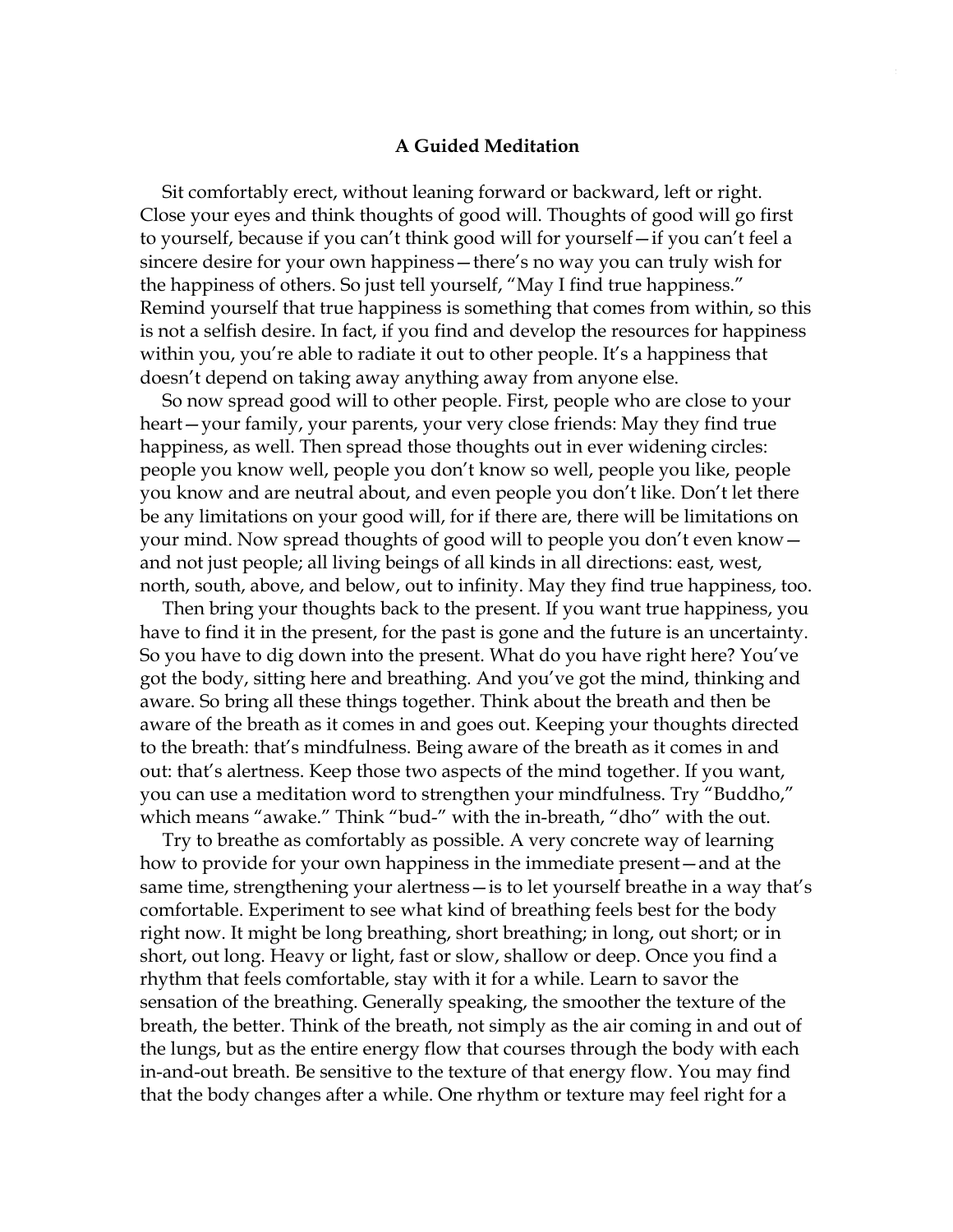## A Guided Meditation

Sit comfortably erect, without leaning forward or backward, left or right. Close your eyes and think thoughts of good will. Thoughts of good will go first to yourself, because if you can't think good will for yourself—if you can't feel a sincere desire for your own happiness—there's no way you can truly wish for the happiness of others. So just tell yourself, "May I find true happiness." Remind yourself that true happiness is something that comes from within, so this is not a selfish desire. In fact, if you find and develop the resources for happiness within you, you're able to radiate it out to other people. It's a happiness that doesn't depend on taking away anything away from anyone else.

So now spread good will to other people. First, people who are close to your heart—your family, your parents, your very close friends: May they find true happiness, as well. Then spread those thoughts out in ever widening circles: people you know well, people you don't know so well, people you like, people you know and are neutral about, and even people you don't like. Don't let there be any limitations on your good will, for if there are, there will be limitations on your mind. Now spread thoughts of good will to people you don't even know—and not just people; all living beings of all kinds in all directions: east, west, north, south, above, and below, out to infinity. May they find true happiness, too.

Then bring your thoughts back to the present. If you want true happiness, you have to find it in the present, for the past is gone and the future is an uncertainty. So you have to dig down into the present. What do you have right here? You've got the body, sitting here and breathing. And you've got the mind, thinking and aware. So bring all these things together. Think about the breath and then be aware of the breath as it comes in and goes out. Keeping your thoughts directed to the breath: that's mindfulness. Being aware of the breath as it comes in and out: that's alertness. Keep those two aspects of the mind together. If you want, you can use a meditation word to strengthen your mindfulness. Try "Buddho," which means "awake." Think "bud-" with the in-breath, "dho" with the out.

Try to breathe as comfortably as possible. A very concrete way of learning how to provide for your own happiness in the immediate present—and at the same time, strengthening your alertness—is to let yourself breathe in a way that's comfortable. Experiment to see what kind of breathing feels best for the body right now. It might be long breathing, short breathing; in long, out short; or in short, out long. Heavy or light, fast or slow, shallow or deep. Once you find a rhythm that feels comfortable, stay with it for a while. Learn to savor the sensation of the breathing. Generally speaking, the smoother the texture of the breath, the better. Think of the breath, not simply as the air coming in and out of the lungs, but as the entire energy flow that courses through the body with each in-and-out breath. Be sensitive to the texture of that energy flow. You may find that the body changes after a while. One rhythm or texture may feel right for a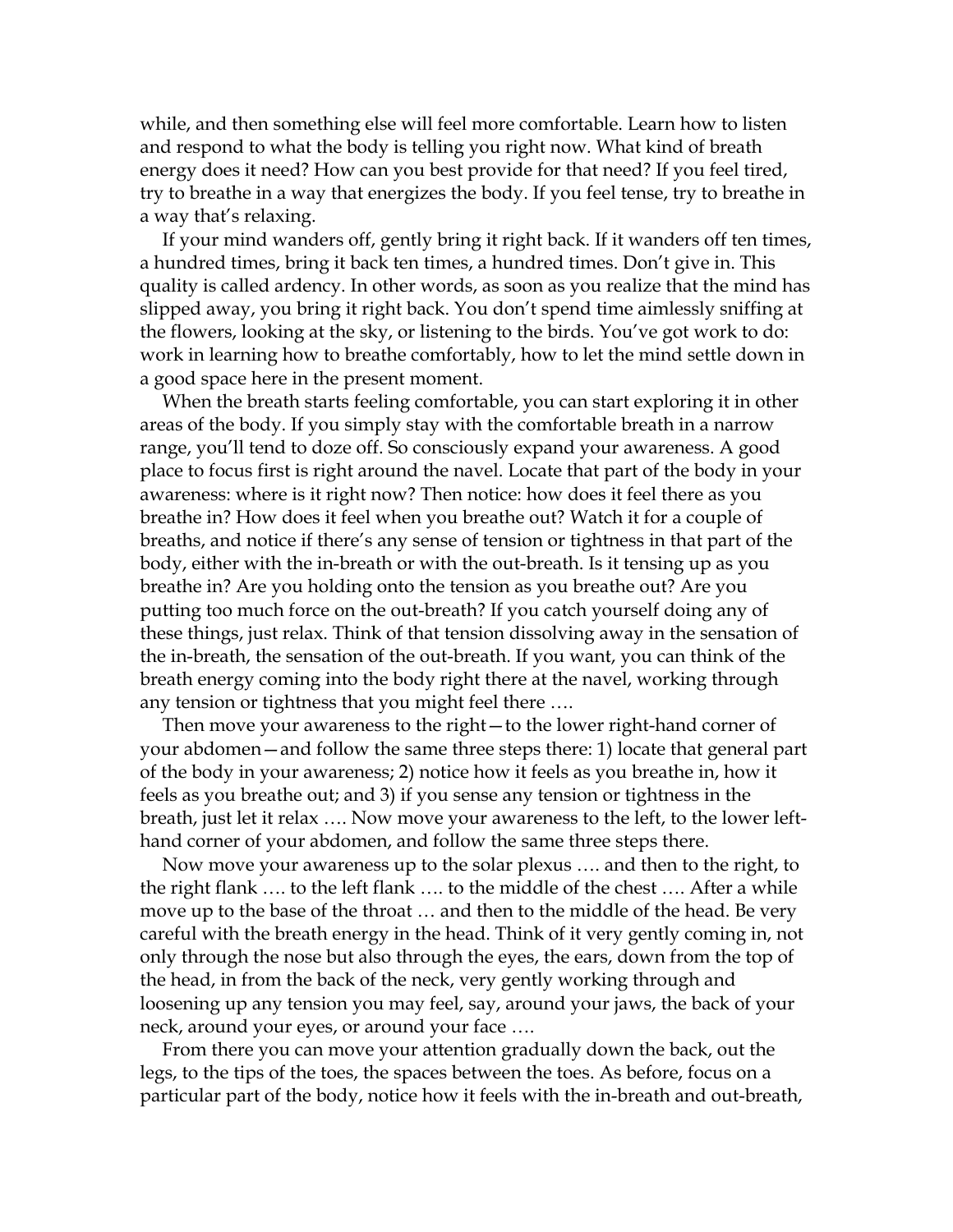while, and then something else will feel more comfortable. Learn how to listen and respond to what the body is telling you right now. What kind of breath energy does it need? How can you best provide for that need? If you feel tired, try to breathe in a way that energizes the body. If you feel tense, try to breathe in a way that's relaxing.

If your mind wanders off, gently bring it right back. If it wanders off ten times, a hundred times, bring it back ten times, a hundred times. Don't give in. This quality is called ardency. In other words, as soon as you realize that the mind has slipped away, you bring it right back. You don't spend time aimlessly sniffing at the flowers, looking at the sky, or listening to the birds. You've got work to do: work in learning how to breathe comfortably, how to let the mind settle down in a good space here in the present moment.

When the breath starts feeling comfortable, you can start exploring it in other areas of the body. If you simply stay with the comfortable breath in a narrow range, you'll tend to doze off. So consciously expand your awareness. A good place to focus first is right around the navel. Locate that part of the body in your awareness: where is it right now? Then notice: how does it feel there as you breathe in? How does it feel when you breathe out? Watch it for a couple of breaths, and notice if there's any sense of tension or tightness in that part of the body, either with the in-breath or with the out-breath. Is it tensing up as you breathe in? Are you holding onto the tension as you breathe out? Are you putting too much force on the out-breath? If you catch yourself doing any of these things, just relax. Think of that tension dissolving away in the sensation of the in-breath, the sensation of the out-breath. If you want, you can think of the breath energy coming into the body right there at the navel, working through any tension or tightness that you might feel there ….

Then move your awareness to the right—to the lower right-hand corner of your abdomen—and follow the same three steps there: 1) locate that general part of the body in your awareness; 2) notice how it feels as you breathe in, how it feels as you breathe out; and 3) if you sense any tension or tightness in the breath, just let it relax …. Now move your awareness to the left, to the lower left-hand corner of your abdomen, and follow the same three steps there.

Now move your awareness up to the solar plexus …. and then to the right, to the right flank …. to the left flank …. to the middle of the chest …. After a while move up to the base of the throat … and then to the middle of the head. Be very careful with the breath energy in the head. Think of it very gently coming in, not only through the nose but also through the eyes, the ears, down from the top of the head, in from the back of the neck, very gently working through and loosening up any tension you may feel, say, around your jaws, the back of your neck, around your eyes, or around your face ….

From there you can move your attention gradually down the back, out the legs, to the tips of the toes, the spaces between the toes. As before, focus on a particular part of the body, notice how it feels with the in-breath and out-breath,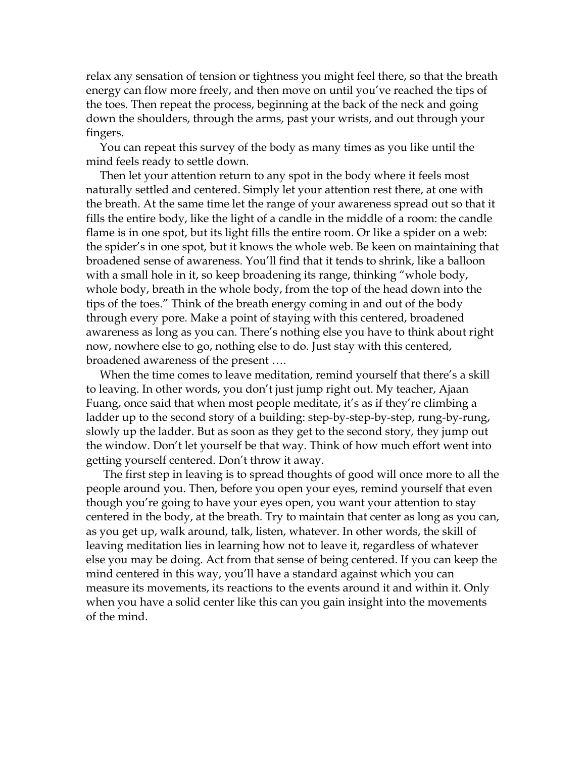relax any sensation of tension or tightness you might feel there, so that the breath energy can flow more freely, and then move on until you've reached the tips of the toes. Then repeat the process, beginning at the back of the neck and going down the shoulders, through the arms, past your wrists, and out through your fingers.

You can repeat this survey of the body as many times as you like until the mind feels ready to settle down.

Then let your attention return to any spot in the body where it feels most naturally settled and centered. Simply let your attention rest there, at one with the breath. At the same time let the range of your awareness spread out so that it fills the entire body, like the light of a candle in the middle of a room: the candle flame is in one spot, but its light fills the entire room. Or like a spider on a web: the spider's in one spot, but it knows the whole web. Be keen on maintaining that broadened sense of awareness. You'll find that it tends to shrink, like a balloon with a small hole in it, so keep broadening its range, thinking "whole body, whole body, breath in the whole body, from the top of the head down into the tips of the toes." Think of the breath energy coming in and out of the body through every pore. Make a point of staying with this centered, broadened awareness as long as you can. There's nothing else you have to think about right now, nowhere else to go, nothing else to do. Just stay with this centered, broadened awareness of the present ….

When the time comes to leave meditation, remind yourself that there's a skill to leaving. In other words, you don't just jump right out. My teacher, Ajaan Fuang, once said that when most people meditate, it's as if they're climbing a ladder up to the second story of a building: step-by-step-by-step, rung-by-rung, slowly up the ladder. But as soon as they get to the second story, they jump out the window. Don't let yourself be that way. Think of how much effort went into getting yourself centered. Don't throw it away.

The first step in leaving is to spread thoughts of good will once more to all the people around you. Then, before you open your eyes, remind yourself that even though you're going to have your eyes open, you want your attention to stay centered in the body, at the breath. Try to maintain that center as long as you can, as you get up, walk around, talk, listen, whatever. In other words, the skill of leaving meditation lies in learning how not to leave it, regardless of whatever else you may be doing. Act from that sense of being centered. If you can keep the mind centered in this way, you'll have a standard against which you can measure its movements, its reactions to the events around it and within it. Only when you have a solid center like this can you gain insight into the movements of the mind.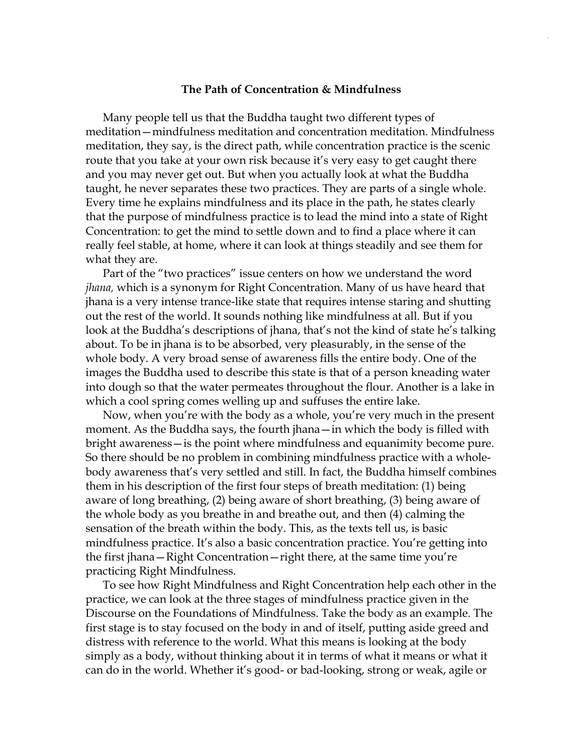## The Path of Concentration & Mindfulness

Many people tell us that the Buddha taught two different types of meditation—mindfulness meditation and concentration meditation. Mindfulness meditation, they say, is the direct path, while concentration practice is the scenic route that you take at your own risk because it's very easy to get caught there and you may never get out. But when you actually look at what the Buddha taught, he never separates these two practices. They are parts of a single whole. Every time he explains mindfulness and its place in the path, he states clearly that the purpose of mindfulness practice is to lead the mind into a state of Right Concentration: to get the mind to settle down and to find a place where it can really feel stable, at home, where it can look at things steadily and see them for what they are.

Part of the "two practices" issue centers on how we understand the word *jhana,* which is a synonym for Right Concentration. Many of us have heard that jhana is a very intense trance-like state that requires intense staring and shutting out the rest of the world. It sounds nothing like mindfulness at all. But if you look at the Buddha's descriptions of jhana, that's not the kind of state he's talking about. To be in jhana is to be absorbed, very pleasurably, in the sense of the whole body. A very broad sense of awareness fills the entire body. One of the images the Buddha used to describe this state is that of a person kneading water into dough so that the water permeates throughout the flour. Another is a lake in which a cool spring comes welling up and suffuses the entire lake.

Now, when you're with the body as a whole, you're very much in the present moment. As the Buddha says, the fourth jhana—in which the body is filled with bright awareness—is the point where mindfulness and equanimity become pure. So there should be no problem in combining mindfulness practice with a whole-body awareness that's very settled and still. In fact, the Buddha himself combines them in his description of the first four steps of breath meditation: (1) being aware of long breathing, (2) being aware of short breathing, (3) being aware of the whole body as you breathe in and breathe out, and then (4) calming the sensation of the breath within the body. This, as the texts tell us, is basic mindfulness practice. It's also a basic concentration practice. You're getting into the first jhana—Right Concentration—right there, at the same time you're practicing Right Mindfulness.

To see how Right Mindfulness and Right Concentration help each other in the practice, we can look at the three stages of mindfulness practice given in the Discourse on the Foundations of Mindfulness. Take the body as an example. The first stage is to stay focused on the body in and of itself, putting aside greed and distress with reference to the world. What this means is looking at the body simply as a body, without thinking about it in terms of what it means or what it can do in the world. Whether it's good- or bad-looking, strong or weak, agile or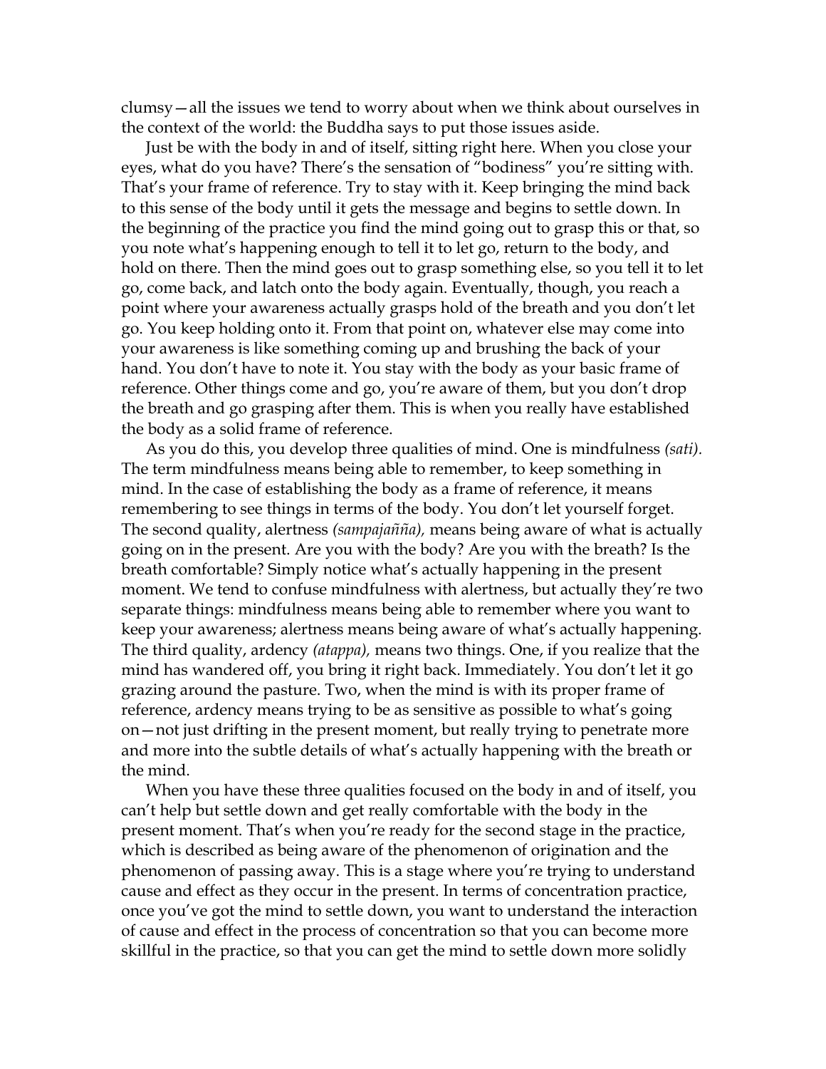clumsy—all the issues we tend to worry about when we think about ourselves in the context of the world: the Buddha says to put those issues aside.

Just be with the body in and of itself, sitting right here. When you close your eyes, what do you have? There's the sensation of "bodiness" you're sitting with. That's your frame of reference. Try to stay with it. Keep bringing the mind back to this sense of the body until it gets the message and begins to settle down. In the beginning of the practice you find the mind going out to grasp this or that, so you note what's happening enough to tell it to let go, return to the body, and hold on there. Then the mind goes out to grasp something else, so you tell it to let go, come back, and latch onto the body again. Eventually, though, you reach a point where your awareness actually grasps hold of the breath and you don't let go. You keep holding onto it. From that point on, whatever else may come into your awareness is like something coming up and brushing the back of your hand. You don't have to note it. You stay with the body as your basic frame of reference. Other things come and go, you're aware of them, but you don't drop the breath and go grasping after them. This is when you really have established the body as a solid frame of reference.

As you do this, you develop three qualities of mind. One is mindfulness *(sati).* The term mindfulness means being able to remember, to keep something in mind. In the case of establishing the body as a frame of reference, it means remembering to see things in terms of the body. You don't let yourself forget. The second quality, alertness *(sampajañña),* means being aware of what is actually going on in the present. Are you with the body? Are you with the breath? Is the breath comfortable? Simply notice what's actually happening in the present moment. We tend to confuse mindfulness with alertness, but actually they're two separate things: mindfulness means being able to remember where you want to keep your awareness; alertness means being aware of what's actually happening. The third quality, ardency *(atappa),* means two things. One, if you realize that the mind has wandered off, you bring it right back. Immediately. You don't let it go grazing around the pasture. Two, when the mind is with its proper frame of reference, ardency means trying to be as sensitive as possible to what's going on—not just drifting in the present moment, but really trying to penetrate more and more into the subtle details of what's actually happening with the breath or the mind.

When you have these three qualities focused on the body in and of itself, you can't help but settle down and get really comfortable with the body in the present moment. That's when you're ready for the second stage in the practice, which is described as being aware of the phenomenon of origination and the phenomenon of passing away. This is a stage where you're trying to understand cause and effect as they occur in the present. In terms of concentration practice, once you've got the mind to settle down, you want to understand the interaction of cause and effect in the process of concentration so that you can become more skillful in the practice, so that you can get the mind to settle down more solidly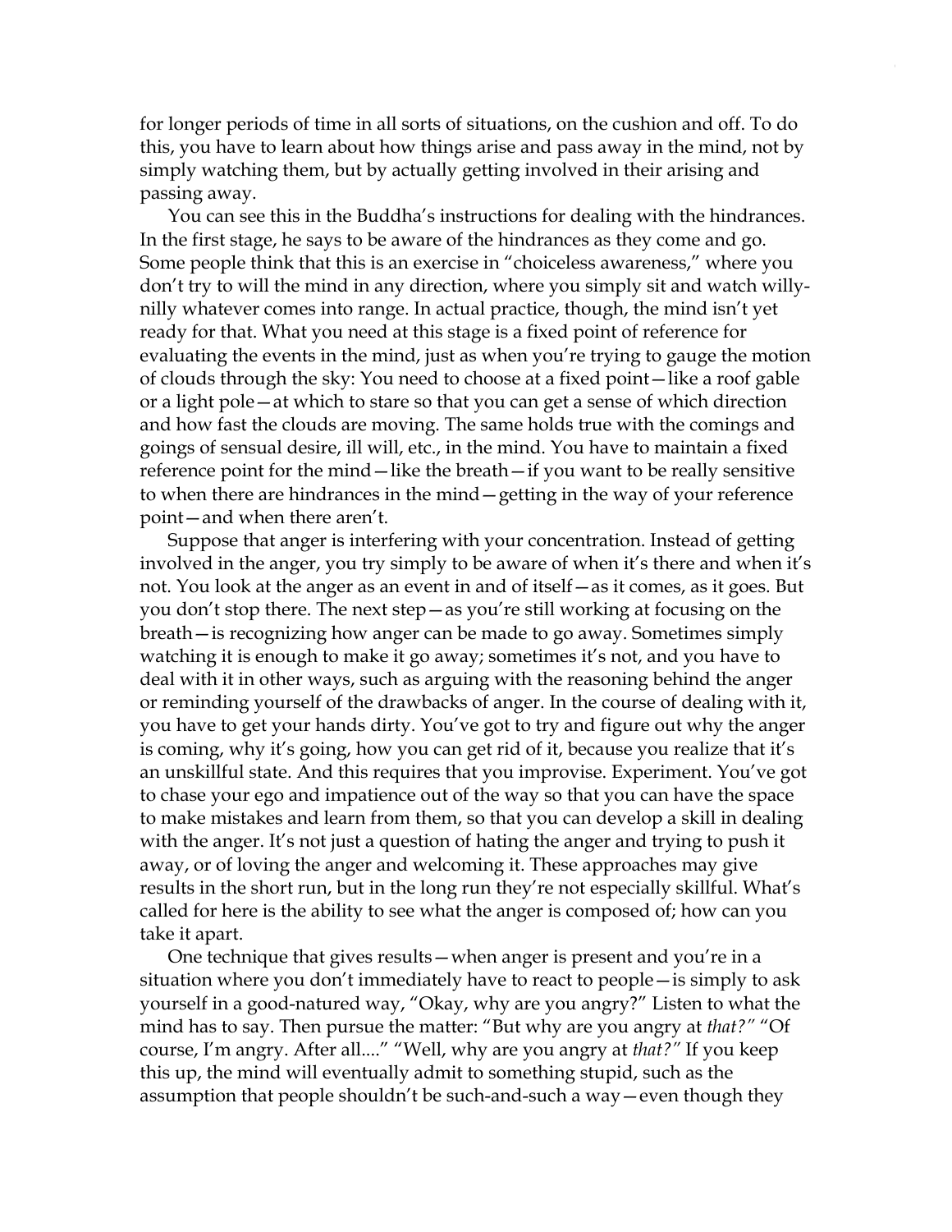for longer periods of time in all sorts of situations, on the cushion and off. To do this, you have to learn about how things arise and pass away in the mind, not by simply watching them, but by actually getting involved in their arising and passing away.

You can see this in the Buddha's instructions for dealing with the hindrances. In the first stage, he says to be aware of the hindrances as they come and go. Some people think that this is an exercise in "choiceless awareness," where you don't try to will the mind in any direction, where you simply sit and watch willy-nilly whatever comes into range. In actual practice, though, the mind isn't yet ready for that. What you need at this stage is a fixed point of reference for evaluating the events in the mind, just as when you're trying to gauge the motion of clouds through the sky: You need to choose at a fixed point—like a roof gable or a light pole—at which to stare so that you can get a sense of which direction and how fast the clouds are moving. The same holds true with the comings and goings of sensual desire, ill will, etc., in the mind. You have to maintain a fixed reference point for the mind—like the breath—if you want to be really sensitive to when there are hindrances in the mind—getting in the way of your reference point—and when there aren't.

Suppose that anger is interfering with your concentration. Instead of getting involved in the anger, you try simply to be aware of when it's there and when it's not. You look at the anger as an event in and of itself—as it comes, as it goes. But you don't stop there. The next step—as you're still working at focusing on the breath—is recognizing how anger can be made to go away. Sometimes simply watching it is enough to make it go away; sometimes it's not, and you have to deal with it in other ways, such as arguing with the reasoning behind the anger or reminding yourself of the drawbacks of anger. In the course of dealing with it, you have to get your hands dirty. You've got to try and figure out why the anger is coming, why it's going, how you can get rid of it, because you realize that it's an unskillful state. And this requires that you improvise. Experiment. You've got to chase your ego and impatience out of the way so that you can have the space to make mistakes and learn from them, so that you can develop a skill in dealing with the anger. It's not just a question of hating the anger and trying to push it away, or of loving the anger and welcoming it. These approaches may give results in the short run, but in the long run they're not especially skillful. What's called for here is the ability to see what the anger is composed of; how can you take it apart.

One technique that gives results—when anger is present and you're in a situation where you don't immediately have to react to people—is simply to ask yourself in a good-natured way, "Okay, why are you angry?" Listen to what the mind has to say. Then pursue the matter: "But why are you angry at *that?"* "Of course, I'm angry. After all...." "Well, why are you angry at *that?"* If you keep this up, the mind will eventually admit to something stupid, such as the assumption that people shouldn't be such-and-such a way—even though they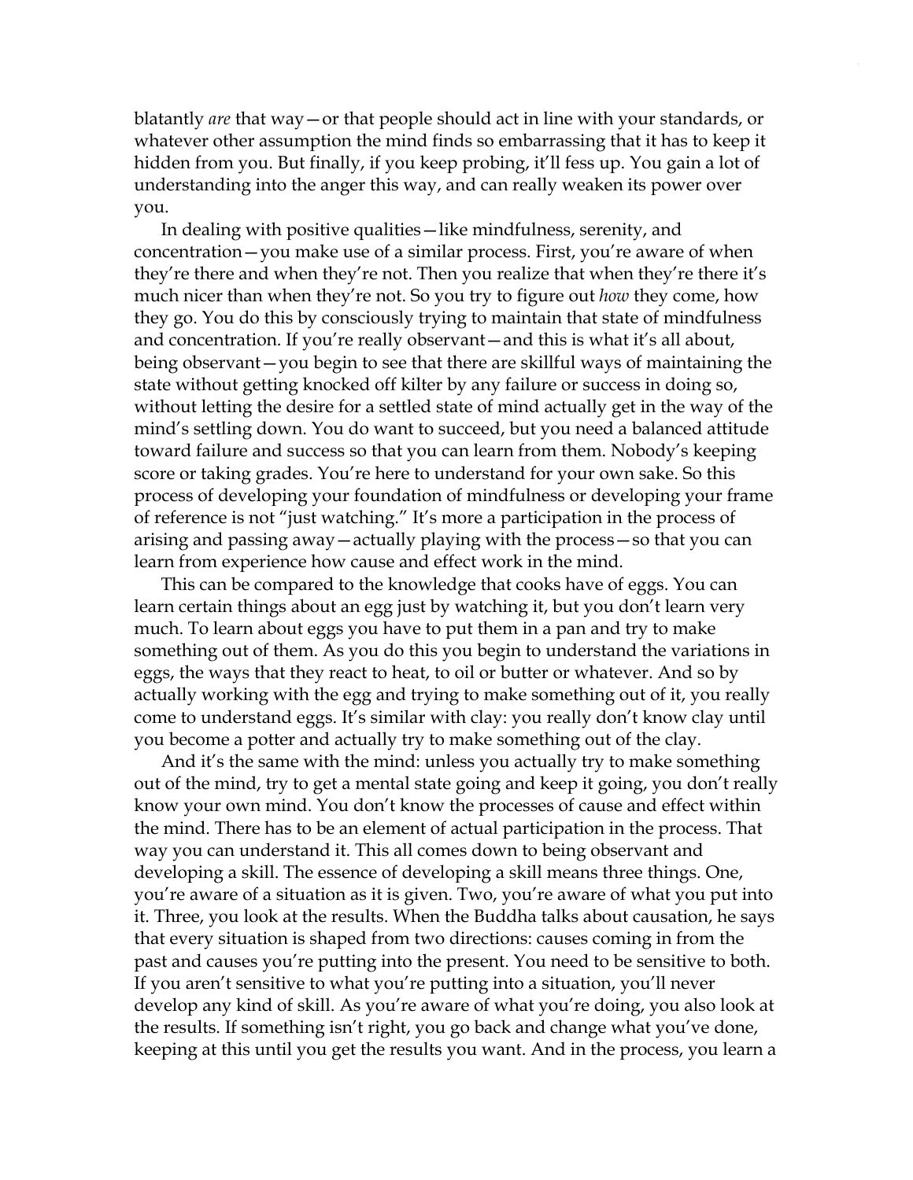blatantly *are* that way—or that people should act in line with your standards, or whatever other assumption the mind finds so embarrassing that it has to keep it hidden from you. But finally, if you keep probing, it'll fess up. You gain a lot of understanding into the anger this way, and can really weaken its power over you.

In dealing with positive qualities—like mindfulness, serenity, and concentration—you make use of a similar process. First, you're aware of when they're there and when they're not. Then you realize that when they're there it's much nicer than when they're not. So you try to figure out *how* they come, how they go. You do this by consciously trying to maintain that state of mindfulness and concentration. If you're really observant—and this is what it's all about, being observant—you begin to see that there are skillful ways of maintaining the state without getting knocked off kilter by any failure or success in doing so, without letting the desire for a settled state of mind actually get in the way of the mind's settling down. You do want to succeed, but you need a balanced attitude toward failure and success so that you can learn from them. Nobody's keeping score or taking grades. You're here to understand for your own sake. So this process of developing your foundation of mindfulness or developing your frame of reference is not "just watching." It's more a participation in the process of arising and passing away—actually playing with the process—so that you can learn from experience how cause and effect work in the mind.

This can be compared to the knowledge that cooks have of eggs. You can learn certain things about an egg just by watching it, but you don't learn very much. To learn about eggs you have to put them in a pan and try to make something out of them. As you do this you begin to understand the variations in eggs, the ways that they react to heat, to oil or butter or whatever. And so by actually working with the egg and trying to make something out of it, you really come to understand eggs. It's similar with clay: you really don't know clay until you become a potter and actually try to make something out of the clay.

And it's the same with the mind: unless you actually try to make something out of the mind, try to get a mental state going and keep it going, you don't really know your own mind. You don't know the processes of cause and effect within the mind. There has to be an element of actual participation in the process. That way you can understand it. This all comes down to being observant and developing a skill. The essence of developing a skill means three things. One, you're aware of a situation as it is given. Two, you're aware of what you put into it. Three, you look at the results. When the Buddha talks about causation, he says that every situation is shaped from two directions: causes coming in from the past and causes you're putting into the present. You need to be sensitive to both. If you aren't sensitive to what you're putting into a situation, you'll never develop any kind of skill. As you're aware of what you're doing, you also look at the results. If something isn't right, you go back and change what you've done, keeping at this until you get the results you want. And in the process, you learn a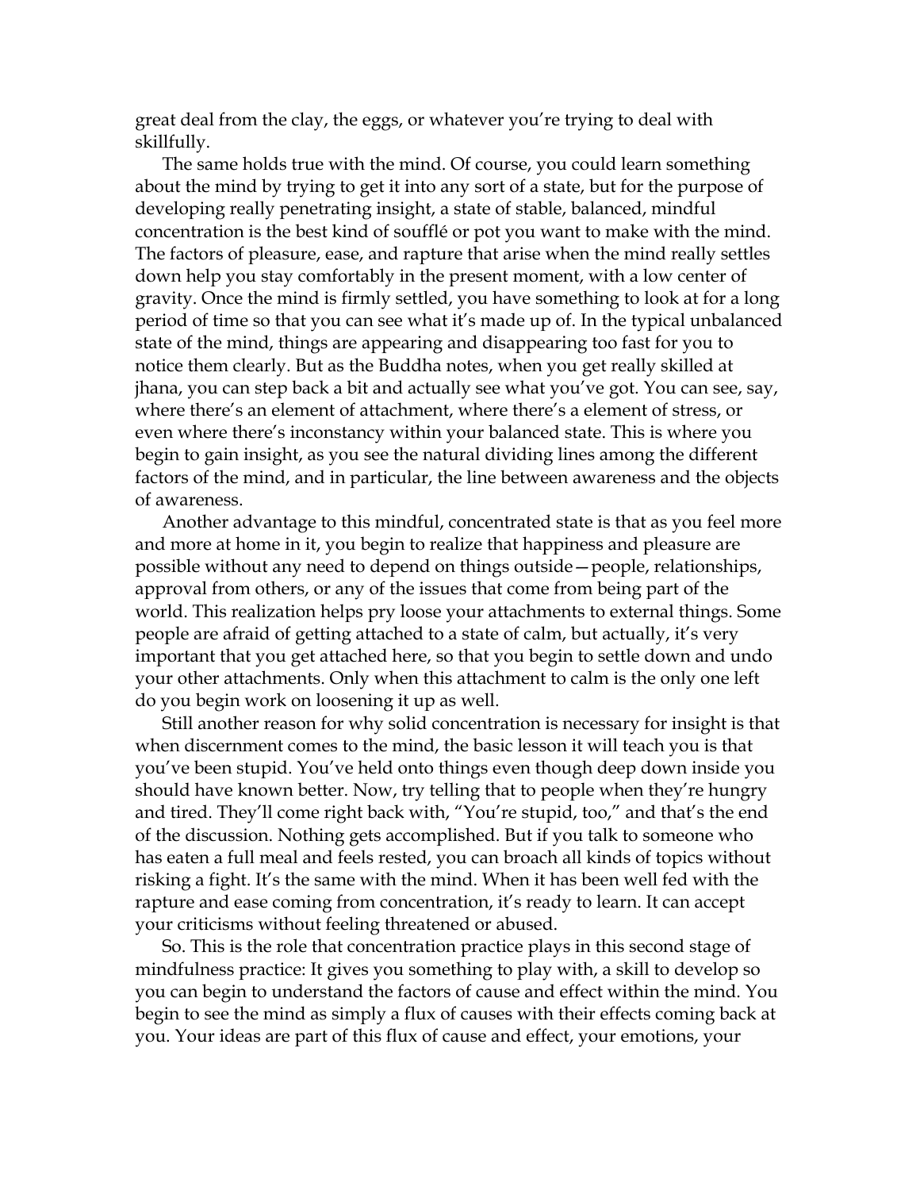great deal from the clay, the eggs, or whatever you're trying to deal with skillfully.

The same holds true with the mind. Of course, you could learn something about the mind by trying to get it into any sort of a state, but for the purpose of developing really penetrating insight, a state of stable, balanced, mindful concentration is the best kind of soufflé or pot you want to make with the mind. The factors of pleasure, ease, and rapture that arise when the mind really settles down help you stay comfortably in the present moment, with a low center of gravity. Once the mind is firmly settled, you have something to look at for a long period of time so that you can see what it's made up of. In the typical unbalanced state of the mind, things are appearing and disappearing too fast for you to notice them clearly. But as the Buddha notes, when you get really skilled at jhana, you can step back a bit and actually see what you've got. You can see, say, where there's an element of attachment, where there's a element of stress, or even where there's inconstancy within your balanced state. This is where you begin to gain insight, as you see the natural dividing lines among the different factors of the mind, and in particular, the line between awareness and the objects of awareness.

Another advantage to this mindful, concentrated state is that as you feel more and more at home in it, you begin to realize that happiness and pleasure are possible without any need to depend on things outside—people, relationships, approval from others, or any of the issues that come from being part of the world. This realization helps pry loose your attachments to external things. Some people are afraid of getting attached to a state of calm, but actually, it's very important that you get attached here, so that you begin to settle down and undo your other attachments. Only when this attachment to calm is the only one left do you begin work on loosening it up as well.

Still another reason for why solid concentration is necessary for insight is that when discernment comes to the mind, the basic lesson it will teach you is that you've been stupid. You've held onto things even though deep down inside you should have known better. Now, try telling that to people when they're hungry and tired. They'll come right back with, "You're stupid, too," and that's the end of the discussion. Nothing gets accomplished. But if you talk to someone who has eaten a full meal and feels rested, you can broach all kinds of topics without risking a fight. It's the same with the mind. When it has been well fed with the rapture and ease coming from concentration, it's ready to learn. It can accept your criticisms without feeling threatened or abused.

So. This is the role that concentration practice plays in this second stage of mindfulness practice: It gives you something to play with, a skill to develop so you can begin to understand the factors of cause and effect within the mind. You begin to see the mind as simply a flux of causes with their effects coming back at you. Your ideas are part of this flux of cause and effect, your emotions, your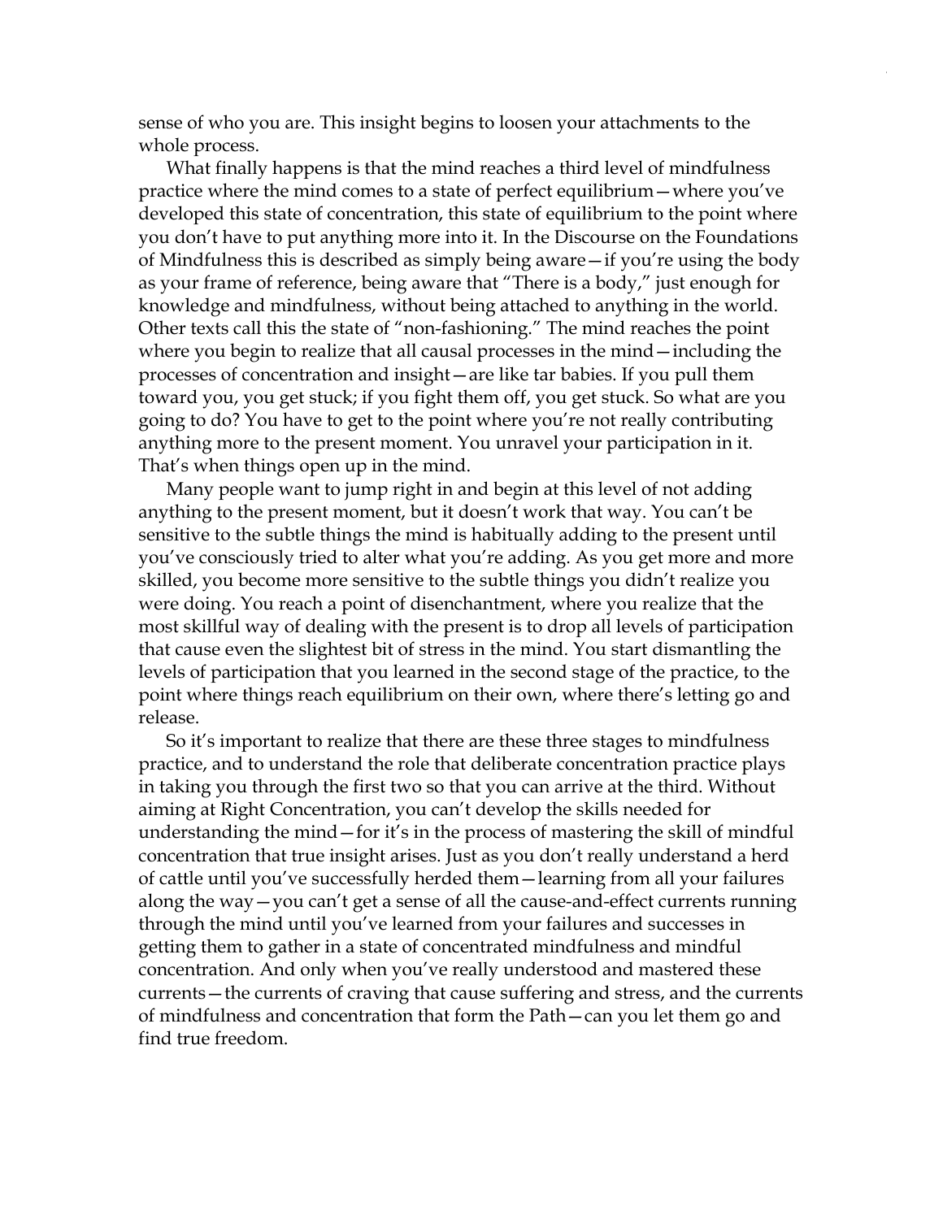sense of who you are. This insight begins to loosen your attachments to the whole process.

What finally happens is that the mind reaches a third level of mindfulness practice where the mind comes to a state of perfect equilibrium—where you've developed this state of concentration, this state of equilibrium to the point where you don't have to put anything more into it. In the Discourse on the Foundations of Mindfulness this is described as simply being aware—if you're using the body as your frame of reference, being aware that "There is a body," just enough for knowledge and mindfulness, without being attached to anything in the world. Other texts call this the state of "non-fashioning." The mind reaches the point where you begin to realize that all causal processes in the mind—including the processes of concentration and insight—are like tar babies. If you pull them toward you, you get stuck; if you fight them off, you get stuck. So what are you going to do? You have to get to the point where you're not really contributing anything more to the present moment. You unravel your participation in it. That's when things open up in the mind.

Many people want to jump right in and begin at this level of not adding anything to the present moment, but it doesn't work that way. You can't be sensitive to the subtle things the mind is habitually adding to the present until you've consciously tried to alter what you're adding. As you get more and more skilled, you become more sensitive to the subtle things you didn't realize you were doing. You reach a point of disenchantment, where you realize that the most skillful way of dealing with the present is to drop all levels of participation that cause even the slightest bit of stress in the mind. You start dismantling the levels of participation that you learned in the second stage of the practice, to the point where things reach equilibrium on their own, where there's letting go and release.

So it's important to realize that there are these three stages to mindfulness practice, and to understand the role that deliberate concentration practice plays in taking you through the first two so that you can arrive at the third. Without aiming at Right Concentration, you can't develop the skills needed for understanding the mind—for it's in the process of mastering the skill of mindful concentration that true insight arises. Just as you don't really understand a herd of cattle until you've successfully herded them—learning from all your failures along the way—you can't get a sense of all the cause-and-effect currents running through the mind until you've learned from your failures and successes in getting them to gather in a state of concentrated mindfulness and mindful concentration. And only when you've really understood and mastered these currents—the currents of craving that cause suffering and stress, and the currents of mindfulness and concentration that form the Path—can you let them go and find true freedom.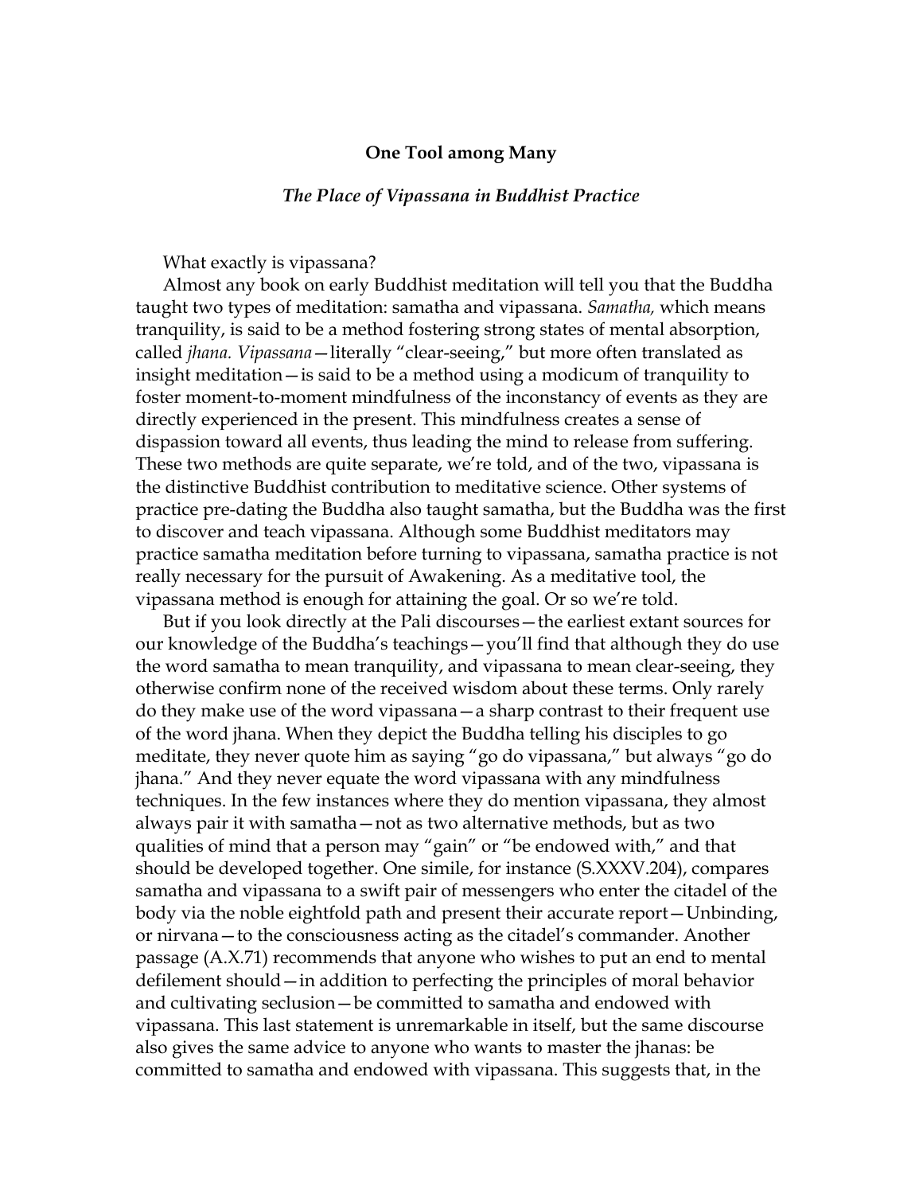## One Tool among Many

### *The Place of Vipassana in Buddhist Practice*

What exactly is vipassana?

Almost any book on early Buddhist meditation will tell you that the Buddha taught two types of meditation: samatha and vipassana. *Samatha,* which means tranquility, is said to be a method fostering strong states of mental absorption, called *jhana. Vipassana*—literally "clear-seeing," but more often translated as insight meditation—is said to be a method using a modicum of tranquility to foster moment-to-moment mindfulness of the inconstancy of events as they are directly experienced in the present. This mindfulness creates a sense of dispassion toward all events, thus leading the mind to release from suffering. These two methods are quite separate, we're told, and of the two, vipassana is the distinctive Buddhist contribution to meditative science. Other systems of practice pre-dating the Buddha also taught samatha, but the Buddha was the first to discover and teach vipassana. Although some Buddhist meditators may practice samatha meditation before turning to vipassana, samatha practice is not really necessary for the pursuit of Awakening. As a meditative tool, the vipassana method is enough for attaining the goal. Or so we're told.

But if you look directly at the Pali discourses—the earliest extant sources for our knowledge of the Buddha's teachings—you'll find that although they do use the word samatha to mean tranquility, and vipassana to mean clear-seeing, they otherwise confirm none of the received wisdom about these terms. Only rarely do they make use of the word vipassana—a sharp contrast to their frequent use of the word jhana. When they depict the Buddha telling his disciples to go meditate, they never quote him as saying "go do vipassana," but always "go do jhana." And they never equate the word vipassana with any mindfulness techniques. In the few instances where they do mention vipassana, they almost always pair it with samatha—not as two alternative methods, but as two qualities of mind that a person may "gain" or "be endowed with," and that should be developed together. One simile, for instance (S.XXXV.204), compares samatha and vipassana to a swift pair of messengers who enter the citadel of the body via the noble eightfold path and present their accurate report—Unbinding, or nirvana—to the consciousness acting as the citadel's commander. Another passage (A.X.71) recommends that anyone who wishes to put an end to mental defilement should—in addition to perfecting the principles of moral behavior and cultivating seclusion—be committed to samatha and endowed with vipassana. This last statement is unremarkable in itself, but the same discourse also gives the same advice to anyone who wants to master the jhanas: be committed to samatha and endowed with vipassana. This suggests that, in the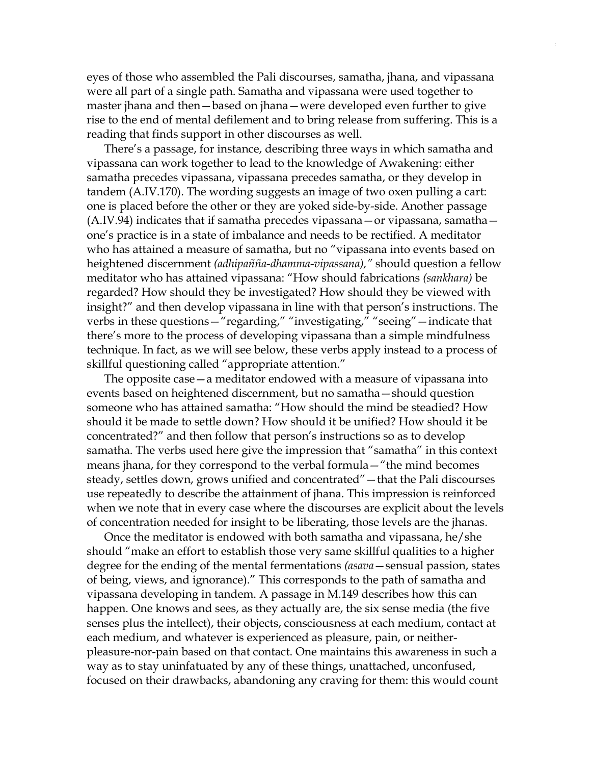eyes of those who assembled the Pali discourses, samatha, jhana, and vipassana were all part of a single path. Samatha and vipassana were used together to master jhana and then—based on jhana—were developed even further to give rise to the end of mental defilement and to bring release from suffering. This is a reading that finds support in other discourses as well.

There's a passage, for instance, describing three ways in which samatha and vipassana can work together to lead to the knowledge of Awakening: either samatha precedes vipassana, vipassana precedes samatha, or they develop in tandem (A.IV.170). The wording suggests an image of two oxen pulling a cart: one is placed before the other or they are yoked side-by-side. Another passage (A.IV.94) indicates that if samatha precedes vipassana—or vipassana, samatha—one's practice is in a state of imbalance and needs to be rectified. A meditator who has attained a measure of samatha, but no "vipassana into events based on heightened discernment *(adhipañña-dhamma-vipassana),"* should question a fellow meditator who has attained vipassana: "How should fabrications *(sankhara)* be regarded? How should they be investigated? How should they be viewed with insight?" and then develop vipassana in line with that person's instructions. The verbs in these questions—"regarding," "investigating," "seeing"—indicate that there's more to the process of developing vipassana than a simple mindfulness technique. In fact, as we will see below, these verbs apply instead to a process of skillful questioning called "appropriate attention."

The opposite case—a meditator endowed with a measure of vipassana into events based on heightened discernment, but no samatha—should question someone who has attained samatha: "How should the mind be steadied? How should it be made to settle down? How should it be unified? How should it be concentrated?" and then follow that person's instructions so as to develop samatha. The verbs used here give the impression that "samatha" in this context means jhana, for they correspond to the verbal formula—"the mind becomes steady, settles down, grows unified and concentrated"—that the Pali discourses use repeatedly to describe the attainment of jhana. This impression is reinforced when we note that in every case where the discourses are explicit about the levels of concentration needed for insight to be liberating, those levels are the jhanas.

Once the meditator is endowed with both samatha and vipassana, he/she should "make an effort to establish those very same skillful qualities to a higher degree for the ending of the mental fermentations *(asava*—sensual passion, states of being, views, and ignorance)." This corresponds to the path of samatha and vipassana developing in tandem. A passage in M.149 describes how this can happen. One knows and sees, as they actually are, the six sense media (the five senses plus the intellect), their objects, consciousness at each medium, contact at each medium, and whatever is experienced as pleasure, pain, or neither-pleasure-nor-pain based on that contact. One maintains this awareness in such a way as to stay uninfatuated by any of these things, unattached, unconfused, focused on their drawbacks, abandoning any craving for them: this would count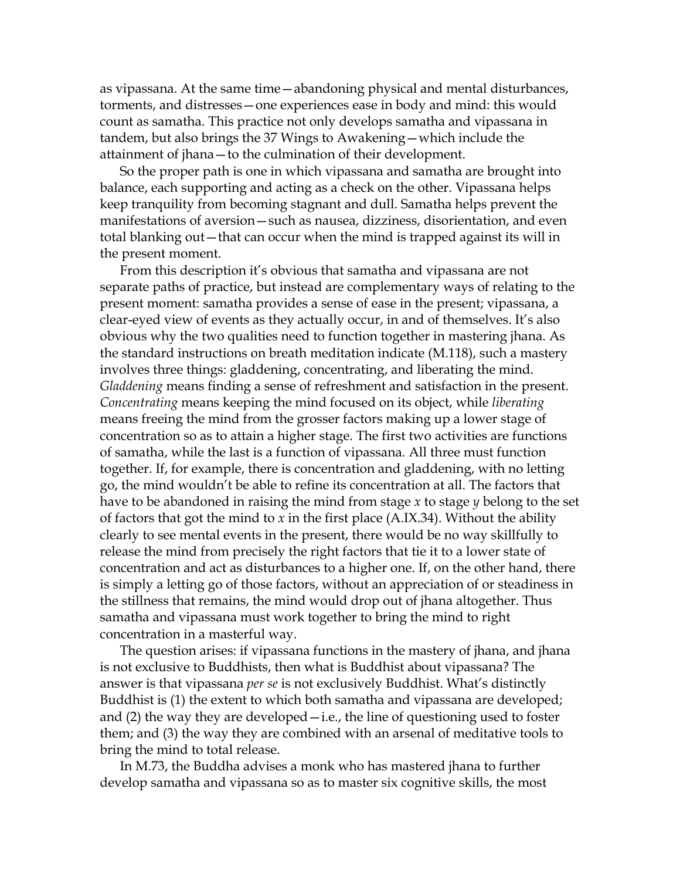as vipassana. At the same time—abandoning physical and mental disturbances, torments, and distresses—one experiences ease in body and mind: this would count as samatha. This practice not only develops samatha and vipassana in tandem, but also brings the 37 Wings to Awakening—which include the attainment of jhana—to the culmination of their development.

So the proper path is one in which vipassana and samatha are brought into balance, each supporting and acting as a check on the other. Vipassana helps keep tranquility from becoming stagnant and dull. Samatha helps prevent the manifestations of aversion—such as nausea, dizziness, disorientation, and even total blanking out—that can occur when the mind is trapped against its will in the present moment.

From this description it's obvious that samatha and vipassana are not separate paths of practice, but instead are complementary ways of relating to the present moment: samatha provides a sense of ease in the present; vipassana, a clear-eyed view of events as they actually occur, in and of themselves. It's also obvious why the two qualities need to function together in mastering jhana. As the standard instructions on breath meditation indicate (M.118), such a mastery involves three things: gladdening, concentrating, and liberating the mind. *Gladdening* means finding a sense of refreshment and satisfaction in the present. *Concentrating* means keeping the mind focused on its object, while *liberating* means freeing the mind from the grosser factors making up a lower stage of concentration so as to attain a higher stage. The first two activities are functions of samatha, while the last is a function of vipassana. All three must function together. If, for example, there is concentration and gladdening, with no letting go, the mind wouldn't be able to refine its concentration at all. The factors that have to be abandoned in raising the mind from stage *x* to stage *y* belong to the set of factors that got the mind to *x* in the first place (A.IX.34). Without the ability clearly to see mental events in the present, there would be no way skillfully to release the mind from precisely the right factors that tie it to a lower state of concentration and act as disturbances to a higher one. If, on the other hand, there is simply a letting go of those factors, without an appreciation of or steadiness in the stillness that remains, the mind would drop out of jhana altogether. Thus samatha and vipassana must work together to bring the mind to right concentration in a masterful way.

The question arises: if vipassana functions in the mastery of jhana, and jhana is not exclusive to Buddhists, then what is Buddhist about vipassana? The answer is that vipassana *per se* is not exclusively Buddhist. What's distinctly Buddhist is (1) the extent to which both samatha and vipassana are developed; and (2) the way they are developed—i.e., the line of questioning used to foster them; and (3) the way they are combined with an arsenal of meditative tools to bring the mind to total release.

In M.73, the Buddha advises a monk who has mastered jhana to further develop samatha and vipassana so as to master six cognitive skills, the most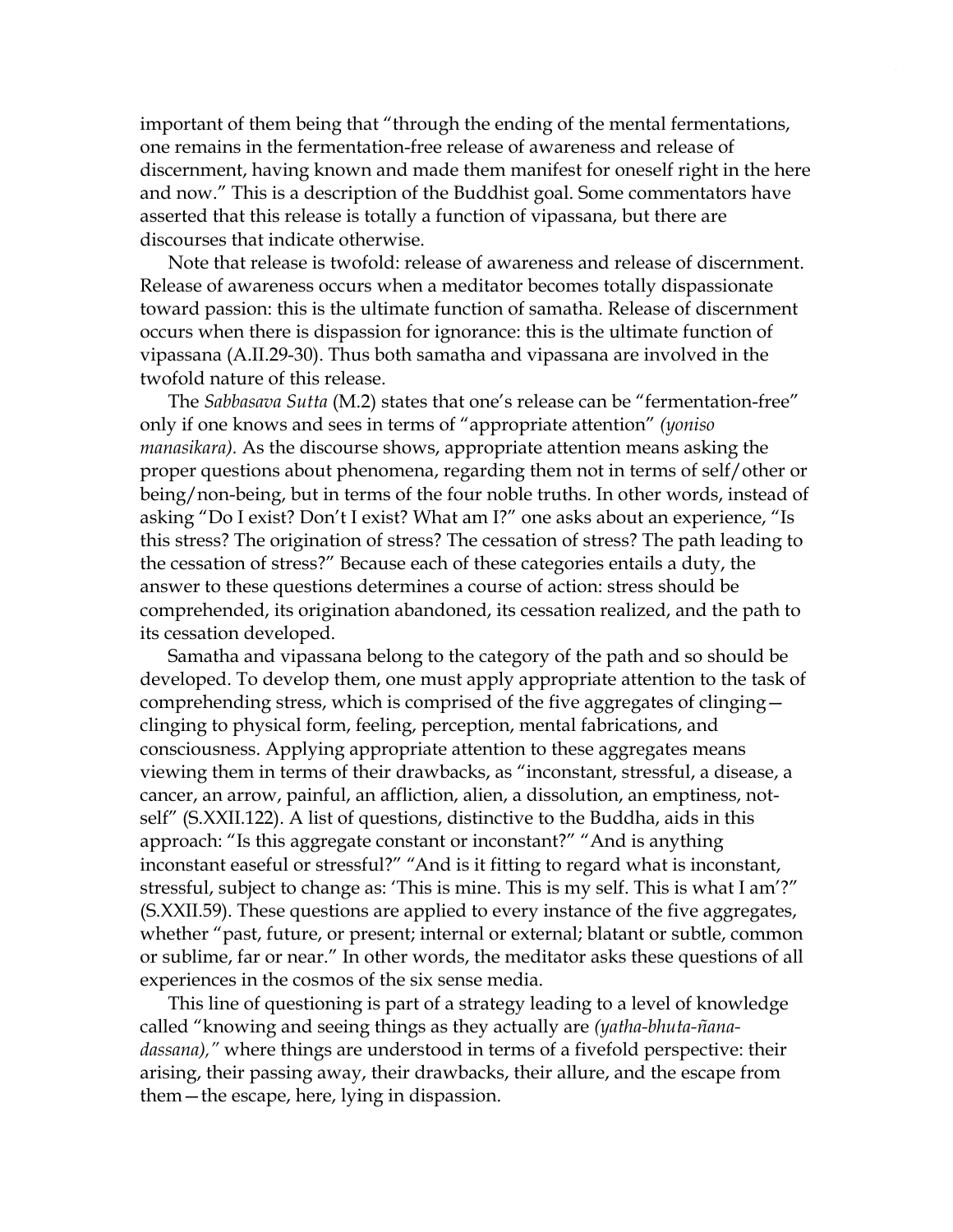important of them being that "through the ending of the mental fermentations, one remains in the fermentation-free release of awareness and release of discernment, having known and made them manifest for oneself right in the here and now." This is a description of the Buddhist goal. Some commentators have asserted that this release is totally a function of vipassana, but there are discourses that indicate otherwise.

Note that release is twofold: release of awareness and release of discernment. Release of awareness occurs when a meditator becomes totally dispassionate toward passion: this is the ultimate function of samatha. Release of discernment occurs when there is dispassion for ignorance: this is the ultimate function of vipassana (A.II.29-30). Thus both samatha and vipassana are involved in the twofold nature of this release.

The *Sabbasava Sutta* (M.2) states that one's release can be "fermentation-free" only if one knows and sees in terms of "appropriate attention" *(yoniso manasikara).* As the discourse shows, appropriate attention means asking the proper questions about phenomena, regarding them not in terms of self/other or being/non-being, but in terms of the four noble truths. In other words, instead of asking "Do I exist? Don't I exist? What am I?" one asks about an experience, "Is this stress? The origination of stress? The cessation of stress? The path leading to the cessation of stress?" Because each of these categories entails a duty, the answer to these questions determines a course of action: stress should be comprehended, its origination abandoned, its cessation realized, and the path to its cessation developed.

Samatha and vipassana belong to the category of the path and so should be developed. To develop them, one must apply appropriate attention to the task of comprehending stress, which is comprised of the five aggregates of clinging—clinging to physical form, feeling, perception, mental fabrications, and consciousness. Applying appropriate attention to these aggregates means viewing them in terms of their drawbacks, as "inconstant, stressful, a disease, a cancer, an arrow, painful, an affliction, alien, a dissolution, an emptiness, not-self" (S.XXII.122). A list of questions, distinctive to the Buddha, aids in this approach: "Is this aggregate constant or inconstant?" "And is anything inconstant easeful or stressful?" "And is it fitting to regard what is inconstant, stressful, subject to change as: 'This is mine. This is my self. This is what I am'?" (S.XXII.59). These questions are applied to every instance of the five aggregates, whether "past, future, or present; internal or external; blatant or subtle, common or sublime, far or near." In other words, the meditator asks these questions of all experiences in the cosmos of the six sense media.

This line of questioning is part of a strategy leading to a level of knowledge called "knowing and seeing things as they actually are *(yatha-bhuta-ñana-dassana),"* where things are understood in terms of a fivefold perspective: their arising, their passing away, their drawbacks, their allure, and the escape from them—the escape, here, lying in dispassion.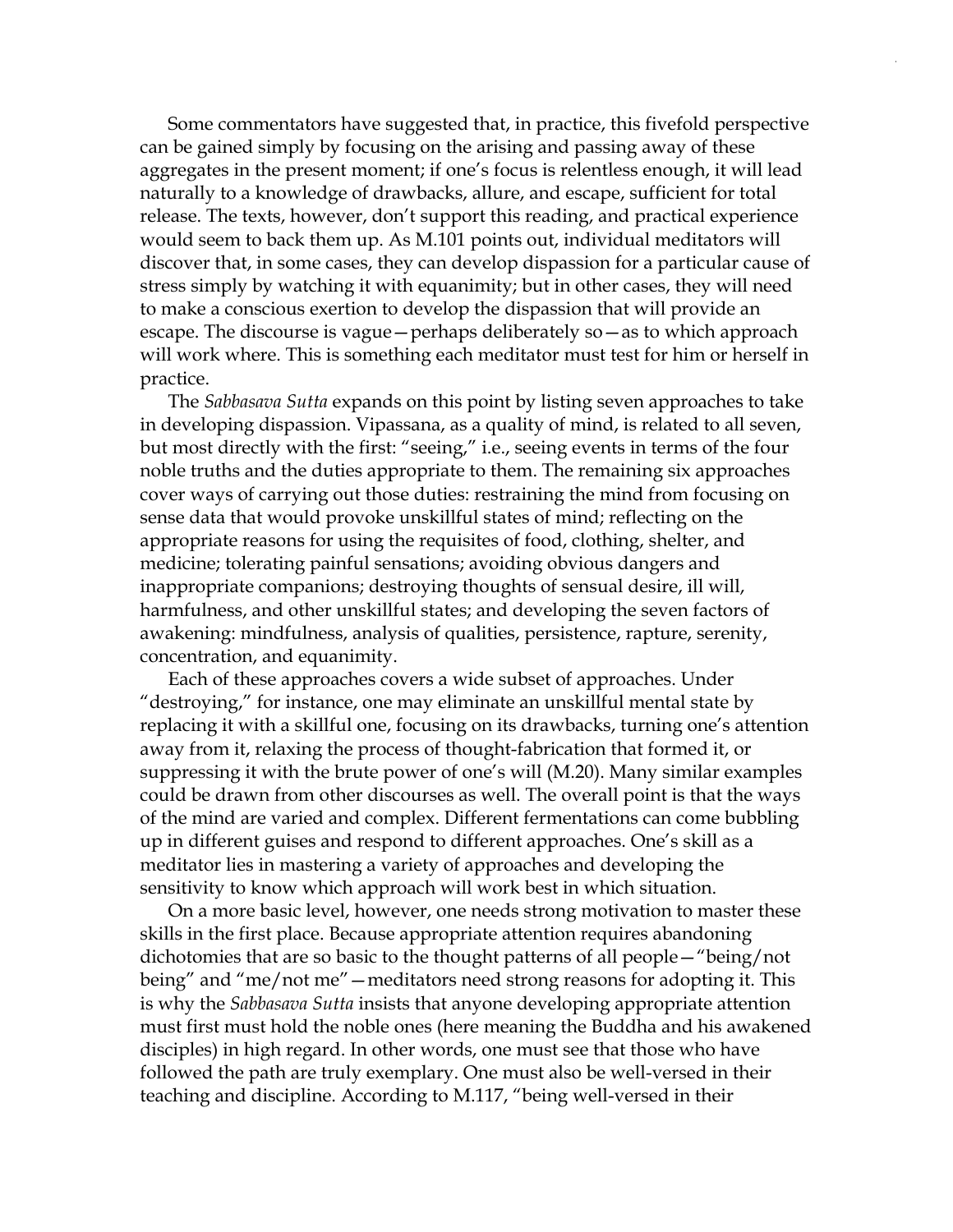Some commentators have suggested that, in practice, this fivefold perspective can be gained simply by focusing on the arising and passing away of these aggregates in the present moment; if one's focus is relentless enough, it will lead naturally to a knowledge of drawbacks, allure, and escape, sufficient for total release. The texts, however, don't support this reading, and practical experience would seem to back them up. As M.101 points out, individual meditators will discover that, in some cases, they can develop dispassion for a particular cause of stress simply by watching it with equanimity; but in other cases, they will need to make a conscious exertion to develop the dispassion that will provide an escape. The discourse is vague—perhaps deliberately so—as to which approach will work where. This is something each meditator must test for him or herself in practice.

The *Sabbasava Sutta* expands on this point by listing seven approaches to take in developing dispassion. Vipassana, as a quality of mind, is related to all seven, but most directly with the first: "seeing," i.e., seeing events in terms of the four noble truths and the duties appropriate to them. The remaining six approaches cover ways of carrying out those duties: restraining the mind from focusing on sense data that would provoke unskillful states of mind; reflecting on the appropriate reasons for using the requisites of food, clothing, shelter, and medicine; tolerating painful sensations; avoiding obvious dangers and inappropriate companions; destroying thoughts of sensual desire, ill will, harmfulness, and other unskillful states; and developing the seven factors of awakening: mindfulness, analysis of qualities, persistence, rapture, serenity, concentration, and equanimity.

Each of these approaches covers a wide subset of approaches. Under "destroying," for instance, one may eliminate an unskillful mental state by replacing it with a skillful one, focusing on its drawbacks, turning one's attention away from it, relaxing the process of thought-fabrication that formed it, or suppressing it with the brute power of one's will (M.20). Many similar examples could be drawn from other discourses as well. The overall point is that the ways of the mind are varied and complex. Different fermentations can come bubbling up in different guises and respond to different approaches. One's skill as a meditator lies in mastering a variety of approaches and developing the sensitivity to know which approach will work best in which situation.

On a more basic level, however, one needs strong motivation to master these skills in the first place. Because appropriate attention requires abandoning dichotomies that are so basic to the thought patterns of all people—"being/not being" and "me/not me"—meditators need strong reasons for adopting it. This is why the *Sabbasava Sutta* insists that anyone developing appropriate attention must first must hold the noble ones (here meaning the Buddha and his awakened disciples) in high regard. In other words, one must see that those who have followed the path are truly exemplary. One must also be well-versed in their teaching and discipline. According to M.117, "being well-versed in their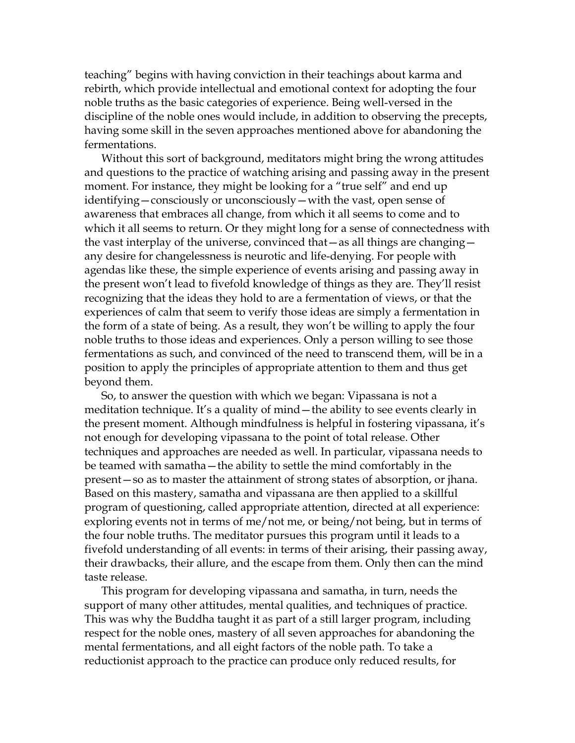teaching” begins with having conviction in their teachings about karma and rebirth, which provide intellectual and emotional context for adopting the four noble truths as the basic categories of experience. Being well-versed in the discipline of the noble ones would include, in addition to observing the precepts, having some skill in the seven approaches mentioned above for abandoning the fermentations.

Without this sort of background, meditators might bring the wrong attitudes and questions to the practice of watching arising and passing away in the present moment. For instance, they might be looking for a “true self” and end up identifying—consciously or unconsciously—with the vast, open sense of awareness that embraces all change, from which it all seems to come and to which it all seems to return. Or they might long for a sense of connectedness with the vast interplay of the universe, convinced that—as all things are changing—any desire for changelessness is neurotic and life-denying. For people with agendas like these, the simple experience of events arising and passing away in the present won’t lead to fivefold knowledge of things as they are. They’ll resist recognizing that the ideas they hold to are a fermentation of views, or that the experiences of calm that seem to verify those ideas are simply a fermentation in the form of a state of being. As a result, they won’t be willing to apply the four noble truths to those ideas and experiences. Only a person willing to see those fermentations as such, and convinced of the need to transcend them, will be in a position to apply the principles of appropriate attention to them and thus get beyond them.

So, to answer the question with which we began: Vipassana is not a meditation technique. It’s a quality of mind—the ability to see events clearly in the present moment. Although mindfulness is helpful in fostering vipassana, it’s not enough for developing vipassana to the point of total release. Other techniques and approaches are needed as well. In particular, vipassana needs to be teamed with samatha—the ability to settle the mind comfortably in the present—so as to master the attainment of strong states of absorption, or jhana. Based on this mastery, samatha and vipassana are then applied to a skillful program of questioning, called appropriate attention, directed at all experience: exploring events not in terms of me/not me, or being/not being, but in terms of the four noble truths. The meditator pursues this program until it leads to a fivefold understanding of all events: in terms of their arising, their passing away, their drawbacks, their allure, and the escape from them. Only then can the mind taste release.

This program for developing vipassana and samatha, in turn, needs the support of many other attitudes, mental qualities, and techniques of practice. This was why the Buddha taught it as part of a still larger program, including respect for the noble ones, mastery of all seven approaches for abandoning the mental fermentations, and all eight factors of the noble path. To take a reductionist approach to the practice can produce only reduced results, for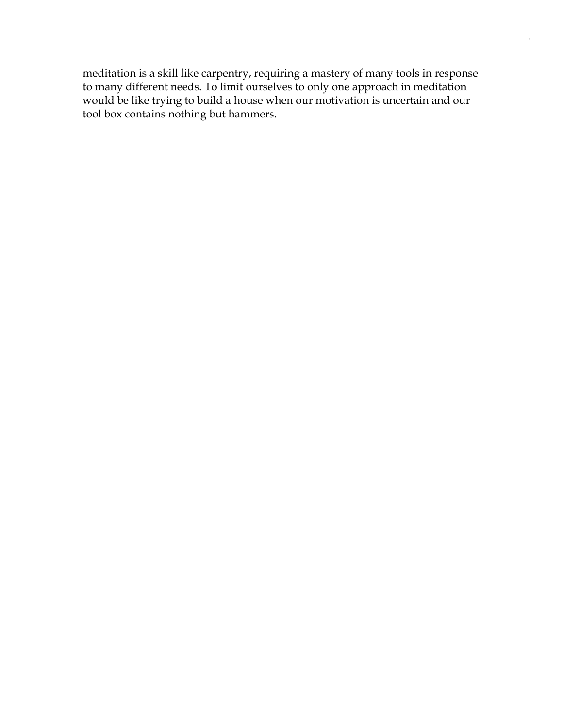meditation is a skill like carpentry, requiring a mastery of many tools in response to many different needs. To limit ourselves to only one approach in meditation would be like trying to build a house when our motivation is uncertain and our tool box contains nothing but hammers.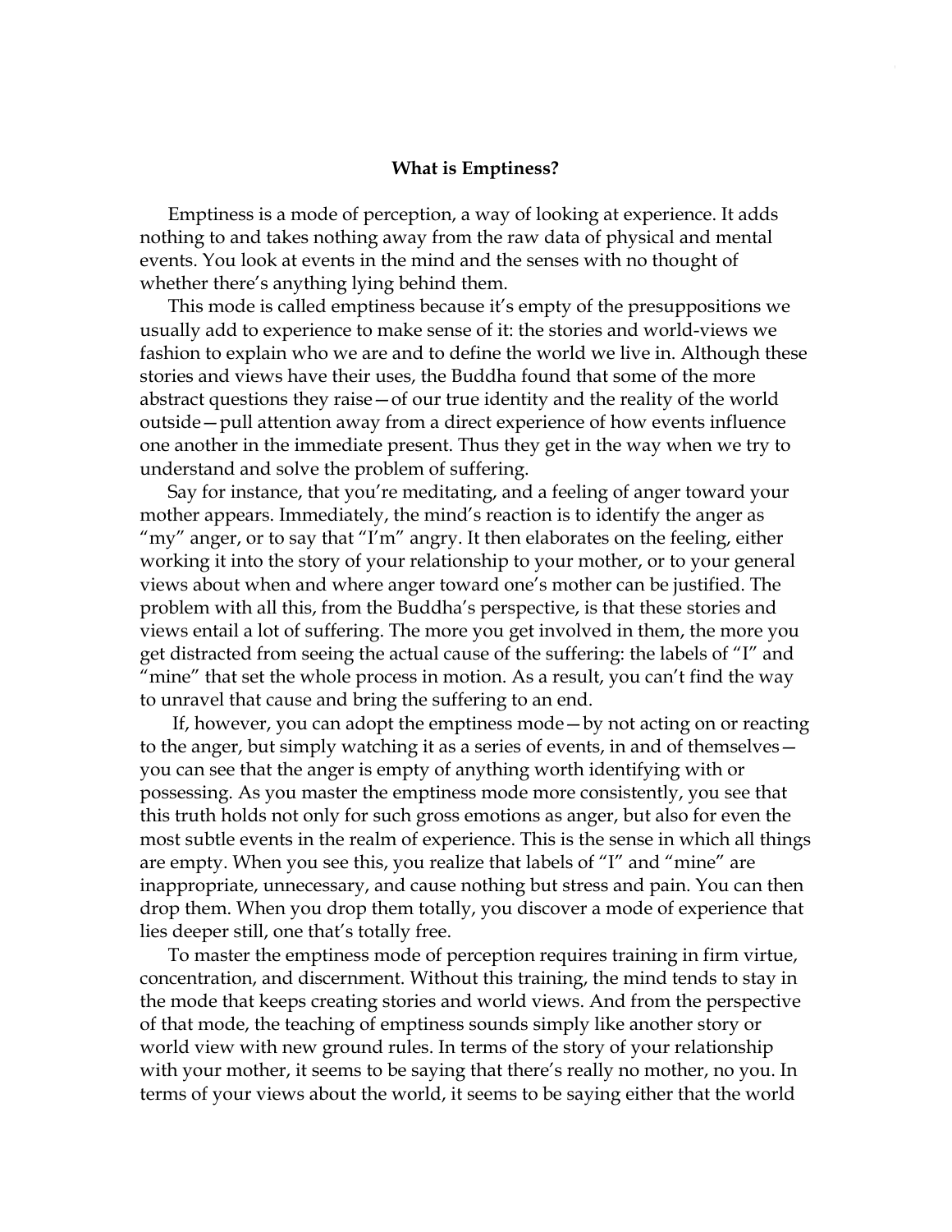## What is Emptiness?

Emptiness is a mode of perception, a way of looking at experience. It adds nothing to and takes nothing away from the raw data of physical and mental events. You look at events in the mind and the senses with no thought of whether there's anything lying behind them.

This mode is called emptiness because it's empty of the presuppositions we usually add to experience to make sense of it: the stories and world-views we fashion to explain who we are and to define the world we live in. Although these stories and views have their uses, the Buddha found that some of the more abstract questions they raise—of our true identity and the reality of the world outside—pull attention away from a direct experience of how events influence one another in the immediate present. Thus they get in the way when we try to understand and solve the problem of suffering.

Say for instance, that you're meditating, and a feeling of anger toward your mother appears. Immediately, the mind's reaction is to identify the anger as "my" anger, or to say that "I'm" angry. It then elaborates on the feeling, either working it into the story of your relationship to your mother, or to your general views about when and where anger toward one's mother can be justified. The problem with all this, from the Buddha's perspective, is that these stories and views entail a lot of suffering. The more you get involved in them, the more you get distracted from seeing the actual cause of the suffering: the labels of "I" and "mine" that set the whole process in motion. As a result, you can't find the way to unravel that cause and bring the suffering to an end.

If, however, you can adopt the emptiness mode—by not acting on or reacting to the anger, but simply watching it as a series of events, in and of themselves—you can see that the anger is empty of anything worth identifying with or possessing. As you master the emptiness mode more consistently, you see that this truth holds not only for such gross emotions as anger, but also for even the most subtle events in the realm of experience. This is the sense in which all things are empty. When you see this, you realize that labels of "I" and "mine" are inappropriate, unnecessary, and cause nothing but stress and pain. You can then drop them. When you drop them totally, you discover a mode of experience that lies deeper still, one that's totally free.

To master the emptiness mode of perception requires training in firm virtue, concentration, and discernment. Without this training, the mind tends to stay in the mode that keeps creating stories and world views. And from the perspective of that mode, the teaching of emptiness sounds simply like another story or world view with new ground rules. In terms of the story of your relationship with your mother, it seems to be saying that there's really no mother, no you. In terms of your views about the world, it seems to be saying either that the world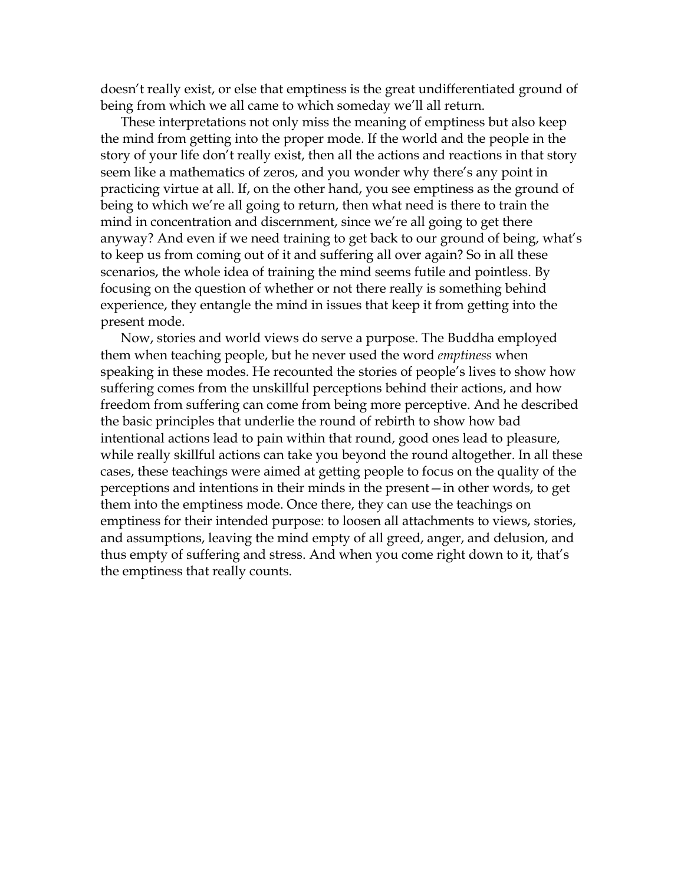doesn't really exist, or else that emptiness is the great undifferentiated ground of being from which we all came to which someday we'll all return.

These interpretations not only miss the meaning of emptiness but also keep the mind from getting into the proper mode. If the world and the people in the story of your life don't really exist, then all the actions and reactions in that story seem like a mathematics of zeros, and you wonder why there's any point in practicing virtue at all. If, on the other hand, you see emptiness as the ground of being to which we're all going to return, then what need is there to train the mind in concentration and discernment, since we're all going to get there anyway? And even if we need training to get back to our ground of being, what's to keep us from coming out of it and suffering all over again? So in all these scenarios, the whole idea of training the mind seems futile and pointless. By focusing on the question of whether or not there really is something behind experience, they entangle the mind in issues that keep it from getting into the present mode.

Now, stories and world views do serve a purpose. The Buddha employed them when teaching people, but he never used the word *emptiness* when speaking in these modes. He recounted the stories of people's lives to show how suffering comes from the unskillful perceptions behind their actions, and how freedom from suffering can come from being more perceptive. And he described the basic principles that underlie the round of rebirth to show how bad intentional actions lead to pain within that round, good ones lead to pleasure, while really skillful actions can take you beyond the round altogether. In all these cases, these teachings were aimed at getting people to focus on the quality of the perceptions and intentions in their minds in the present—in other words, to get them into the emptiness mode. Once there, they can use the teachings on emptiness for their intended purpose: to loosen all attachments to views, stories, and assumptions, leaving the mind empty of all greed, anger, and delusion, and thus empty of suffering and stress. And when you come right down to it, that's the emptiness that really counts.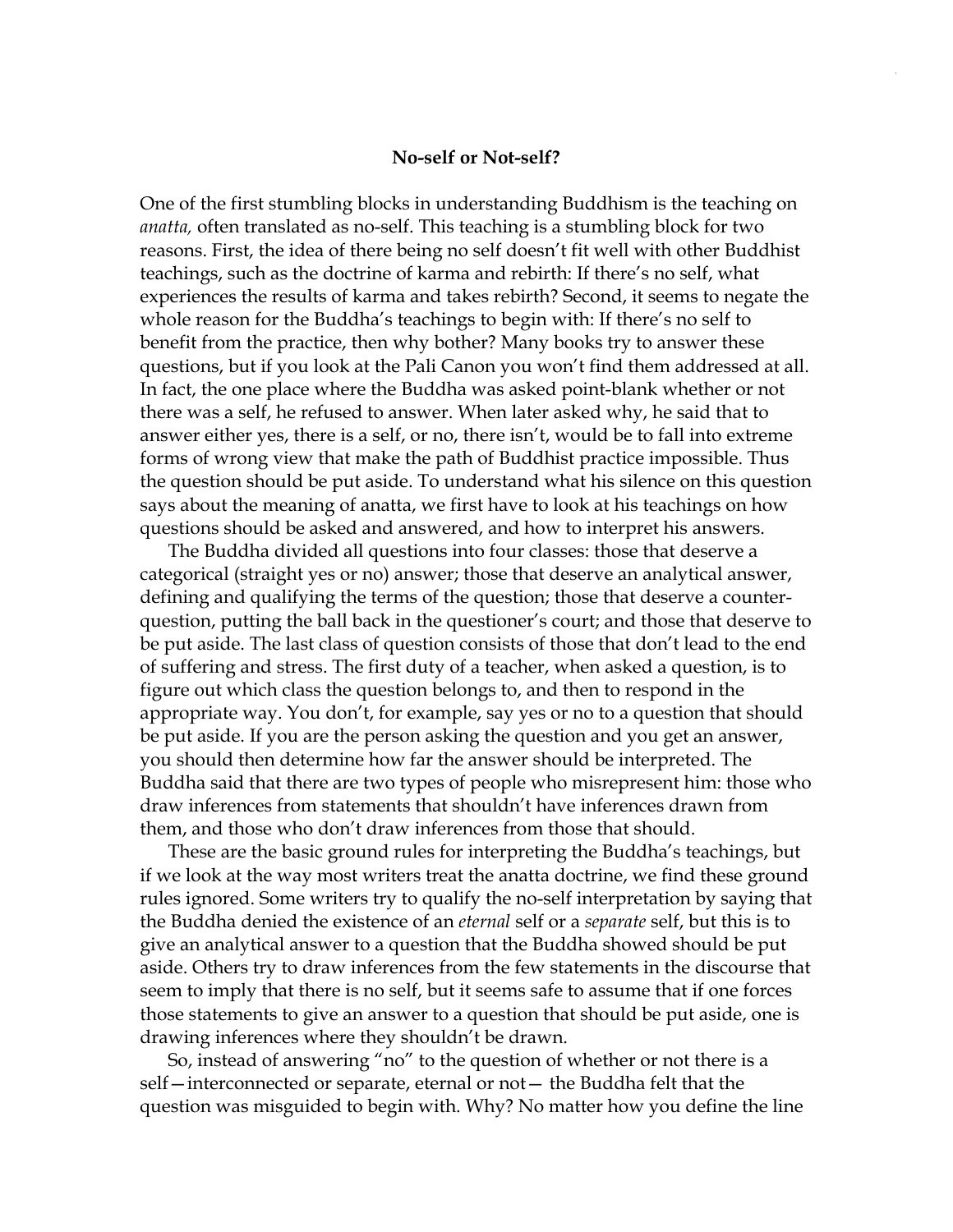## No-self or Not-self?

One of the first stumbling blocks in understanding Buddhism is the teaching on *anatta,* often translated as no-self. This teaching is a stumbling block for two reasons. First, the idea of there being no self doesn't fit well with other Buddhist teachings, such as the doctrine of karma and rebirth: If there's no self, what experiences the results of karma and takes rebirth? Second, it seems to negate the whole reason for the Buddha's teachings to begin with: If there's no self to benefit from the practice, then why bother? Many books try to answer these questions, but if you look at the Pali Canon you won't find them addressed at all. In fact, the one place where the Buddha was asked point-blank whether or not there was a self, he refused to answer. When later asked why, he said that to answer either yes, there is a self, or no, there isn't, would be to fall into extreme forms of wrong view that make the path of Buddhist practice impossible. Thus the question should be put aside. To understand what his silence on this question says about the meaning of anatta, we first have to look at his teachings on how questions should be asked and answered, and how to interpret his answers.

The Buddha divided all questions into four classes: those that deserve a categorical (straight yes or no) answer; those that deserve an analytical answer, defining and qualifying the terms of the question; those that deserve a counter-question, putting the ball back in the questioner's court; and those that deserve to be put aside. The last class of question consists of those that don't lead to the end of suffering and stress. The first duty of a teacher, when asked a question, is to figure out which class the question belongs to, and then to respond in the appropriate way. You don't, for example, say yes or no to a question that should be put aside. If you are the person asking the question and you get an answer, you should then determine how far the answer should be interpreted. The Buddha said that there are two types of people who misrepresent him: those who draw inferences from statements that shouldn't have inferences drawn from them, and those who don't draw inferences from those that should.

These are the basic ground rules for interpreting the Buddha's teachings, but if we look at the way most writers treat the anatta doctrine, we find these ground rules ignored. Some writers try to qualify the no-self interpretation by saying that the Buddha denied the existence of an *eternal* self or a *separate* self, but this is to give an analytical answer to a question that the Buddha showed should be put aside. Others try to draw inferences from the few statements in the discourse that seem to imply that there is no self, but it seems safe to assume that if one forces those statements to give an answer to a question that should be put aside, one is drawing inferences where they shouldn't be drawn.

So, instead of answering "no" to the question of whether or not there is a self—interconnected or separate, eternal or not— the Buddha felt that the question was misguided to begin with. Why? No matter how you define the line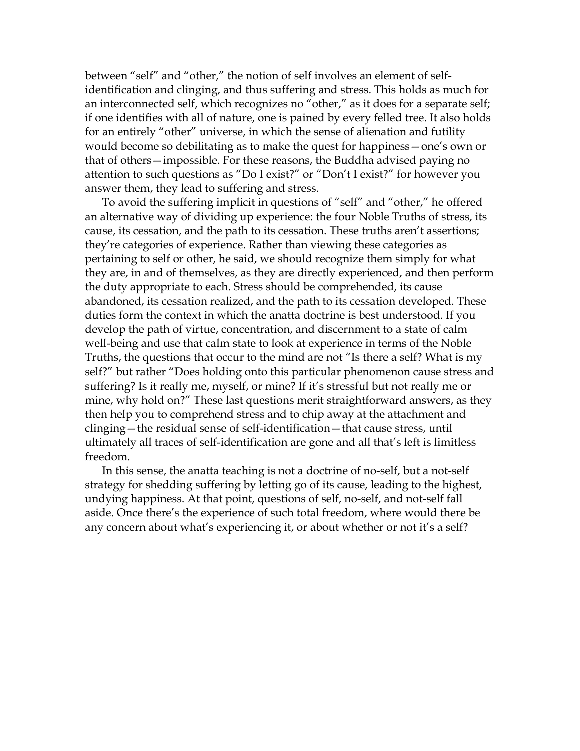between "self" and "other," the notion of self involves an element of self-identification and clinging, and thus suffering and stress. This holds as much for an interconnected self, which recognizes no "other," as it does for a separate self; if one identifies with all of nature, one is pained by every felled tree. It also holds for an entirely "other" universe, in which the sense of alienation and futility would become so debilitating as to make the quest for happiness—one's own or that of others—impossible. For these reasons, the Buddha advised paying no attention to such questions as "Do I exist?" or "Don't I exist?" for however you answer them, they lead to suffering and stress.

To avoid the suffering implicit in questions of "self" and "other," he offered an alternative way of dividing up experience: the four Noble Truths of stress, its cause, its cessation, and the path to its cessation. These truths aren't assertions; they're categories of experience. Rather than viewing these categories as pertaining to self or other, he said, we should recognize them simply for what they are, in and of themselves, as they are directly experienced, and then perform the duty appropriate to each. Stress should be comprehended, its cause abandoned, its cessation realized, and the path to its cessation developed. These duties form the context in which the anatta doctrine is best understood. If you develop the path of virtue, concentration, and discernment to a state of calm well-being and use that calm state to look at experience in terms of the Noble Truths, the questions that occur to the mind are not "Is there a self? What is my self?" but rather "Does holding onto this particular phenomenon cause stress and suffering? Is it really me, myself, or mine? If it's stressful but not really me or mine, why hold on?" These last questions merit straightforward answers, as they then help you to comprehend stress and to chip away at the attachment and clinging—the residual sense of self-identification—that cause stress, until ultimately all traces of self-identification are gone and all that's left is limitless freedom.

In this sense, the anatta teaching is not a doctrine of no-self, but a not-self strategy for shedding suffering by letting go of its cause, leading to the highest, undying happiness. At that point, questions of self, no-self, and not-self fall aside. Once there's the experience of such total freedom, where would there be any concern about what's experiencing it, or about whether or not it's a self?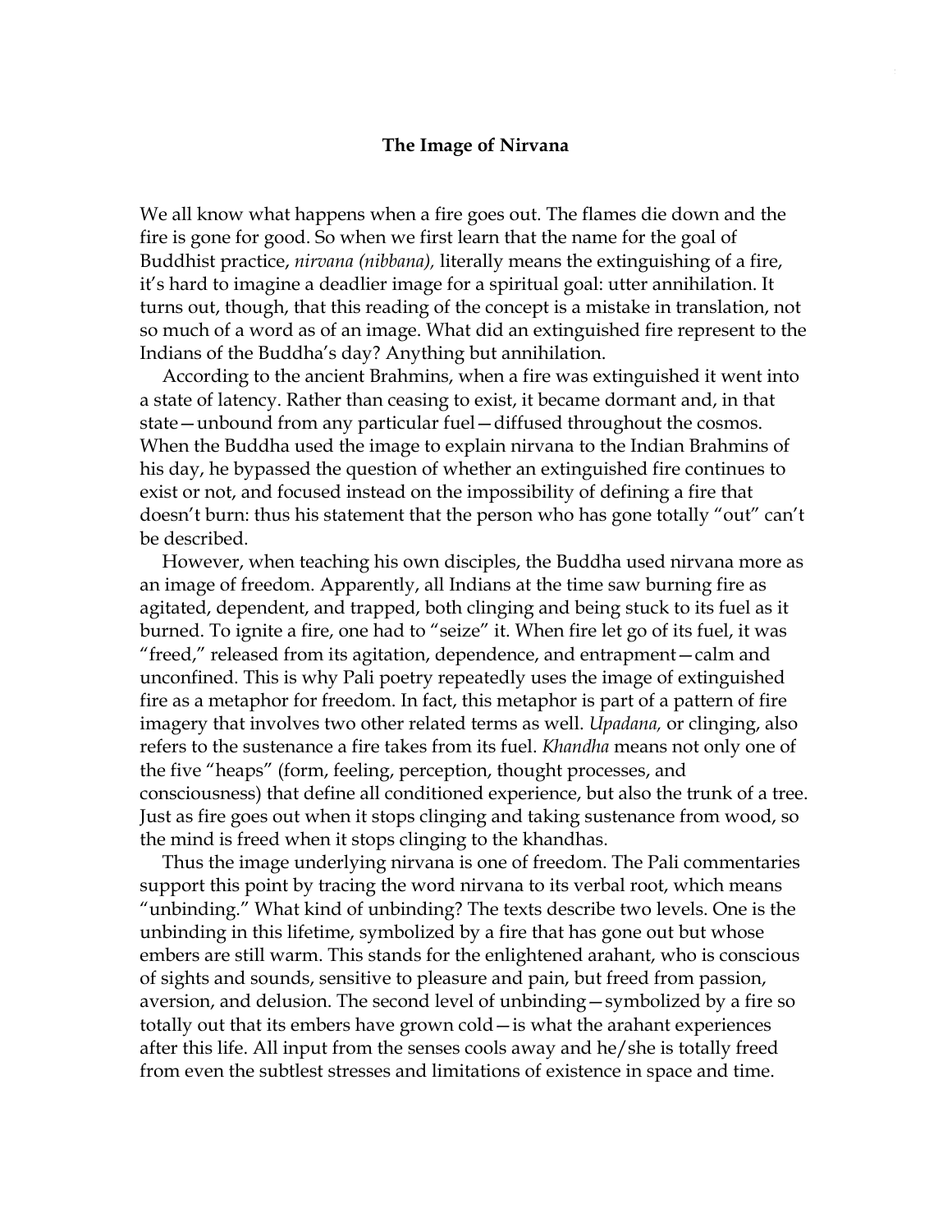## The Image of Nirvana

We all know what happens when a fire goes out. The flames die down and the fire is gone for good. So when we first learn that the name for the goal of Buddhist practice, *nirvana (nibbana),* literally means the extinguishing of a fire, it's hard to imagine a deadlier image for a spiritual goal: utter annihilation. It turns out, though, that this reading of the concept is a mistake in translation, not so much of a word as of an image. What did an extinguished fire represent to the Indians of the Buddha's day? Anything but annihilation.

According to the ancient Brahmins, when a fire was extinguished it went into a state of latency. Rather than ceasing to exist, it became dormant and, in that state—unbound from any particular fuel—diffused throughout the cosmos. When the Buddha used the image to explain nirvana to the Indian Brahmins of his day, he bypassed the question of whether an extinguished fire continues to exist or not, and focused instead on the impossibility of defining a fire that doesn't burn: thus his statement that the person who has gone totally "out" can't be described.

However, when teaching his own disciples, the Buddha used nirvana more as an image of freedom. Apparently, all Indians at the time saw burning fire as agitated, dependent, and trapped, both clinging and being stuck to its fuel as it burned. To ignite a fire, one had to "seize" it. When fire let go of its fuel, it was "freed," released from its agitation, dependence, and entrapment—calm and unconfined. This is why Pali poetry repeatedly uses the image of extinguished fire as a metaphor for freedom. In fact, this metaphor is part of a pattern of fire imagery that involves two other related terms as well. *Upadana,* or clinging, also refers to the sustenance a fire takes from its fuel. *Khandha* means not only one of the five "heaps" (form, feeling, perception, thought processes, and consciousness) that define all conditioned experience, but also the trunk of a tree. Just as fire goes out when it stops clinging and taking sustenance from wood, so the mind is freed when it stops clinging to the khandhas.

Thus the image underlying nirvana is one of freedom. The Pali commentaries support this point by tracing the word nirvana to its verbal root, which means "unbinding." What kind of unbinding? The texts describe two levels. One is the unbinding in this lifetime, symbolized by a fire that has gone out but whose embers are still warm. This stands for the enlightened arahant, who is conscious of sights and sounds, sensitive to pleasure and pain, but freed from passion, aversion, and delusion. The second level of unbinding—symbolized by a fire so totally out that its embers have grown cold—is what the arahant experiences after this life. All input from the senses cools away and he/she is totally freed from even the subtlest stresses and limitations of existence in space and time.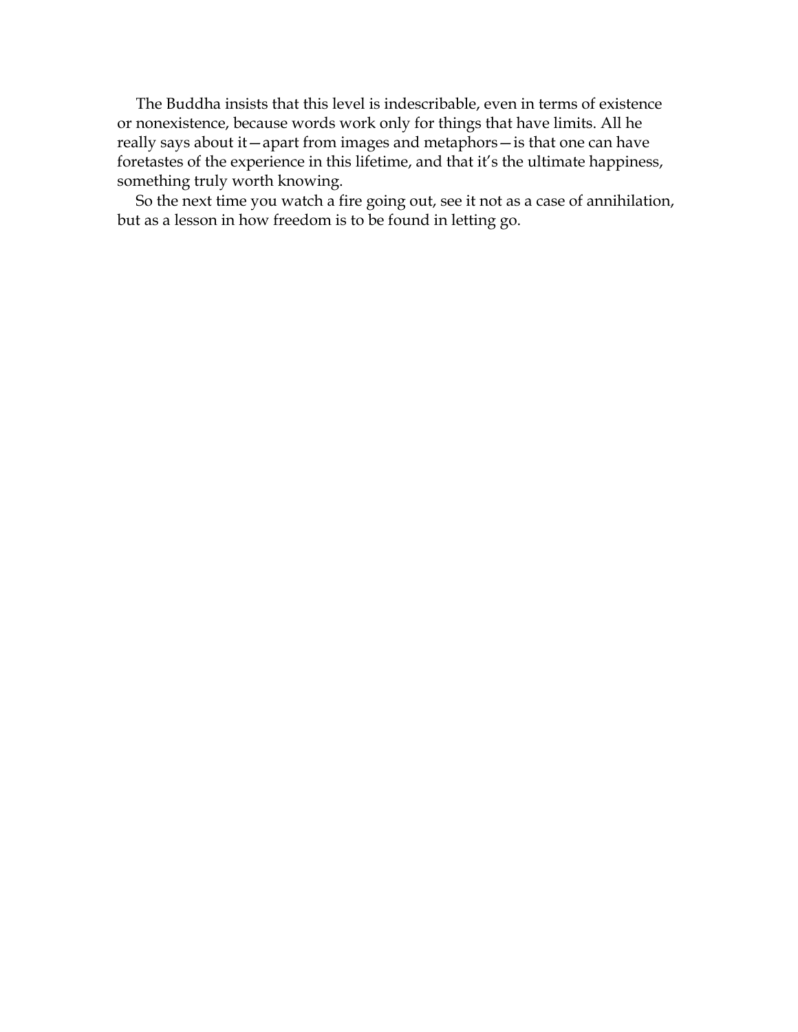The Buddha insists that this level is indescribable, even in terms of existence or nonexistence, because words work only for things that have limits. All he really says about it—apart from images and metaphors—is that one can have foretastes of the experience in this lifetime, and that it's the ultimate happiness, something truly worth knowing.

So the next time you watch a fire going out, see it not as a case of annihilation, but as a lesson in how freedom is to be found in letting go.